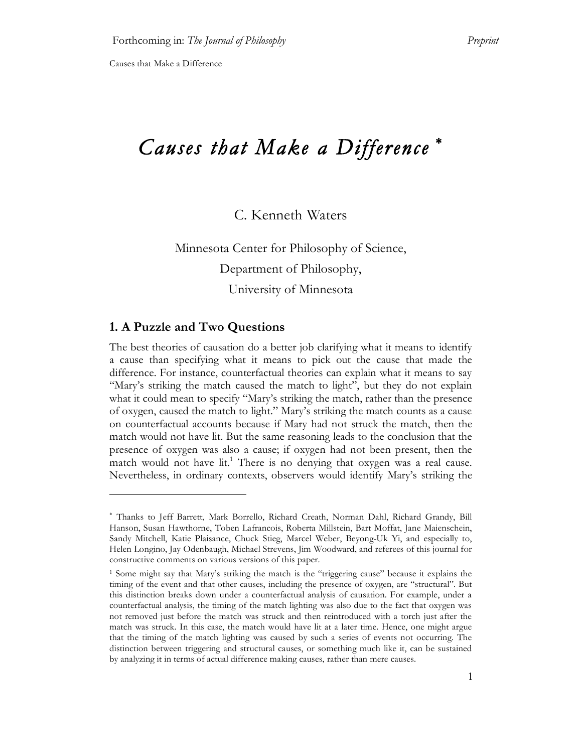# *Causes that Make a Difference* [*]

C. Kenneth Waters

Minnesota Center for Philosophy of Science,

Department of Philosophy,

University of Minnesota

## 1. A Puzzle and Two Questions

The best theories of causation do a better job clarifying what it means to identify a cause than specifying what it means to pick out the cause that made the difference. For instance, counterfactual theories can explain what it means to say "Mary's striking the match caused the match to light", but they do not explain what it could mean to specify "Mary's striking the match, rather than the presence of oxygen, caused the match to light." Mary's striking the match counts as a cause on counterfactual accounts because if Mary had not struck the match, then the match would not have lit. But the same reasoning leads to the conclusion that the presence of oxygen was also a cause; if oxygen had not been present, then the match would not have lit.[1] There is no denying that oxygen was a real cause. Nevertheless, in ordinary contexts, observers would identify Mary's striking the

---

[*] Thanks to Jeff Barrett, Mark Borrello, Richard Creath, Norman Dahl, Richard Grandy, Bill Hanson, Susan Hawthorne, Toben Lafrancois, Roberta Millstein, Bart Moffat, Jane Maienschein, Sandy Mitchell, Katie Plaisance, Chuck Stieg, Marcel Weber, Beyong-Uk Yi, and especially to, Helen Longino, Jay Odenbaugh, Michael Strevens, Jim Woodward, and referees of this journal for constructive comments on various versions of this paper.

[1] Some might say that Mary's striking the match is the "triggering cause" because it explains the timing of the event and that other causes, including the presence of oxygen, are "structural". But this distinction breaks down under a counterfactual analysis of causation. For example, under a counterfactual analysis, the timing of the match lighting was also due to the fact that oxygen was not removed just before the match was struck and then reintroduced with a torch just after the match was struck. In this case, the match would have lit at a later time. Hence, one might argue that the timing of the match lighting was caused by such a series of events not occurring. The distinction between triggering and structural causes, or something much like it, can be sustained by analyzing it in terms of actual difference making causes, rather than mere causes.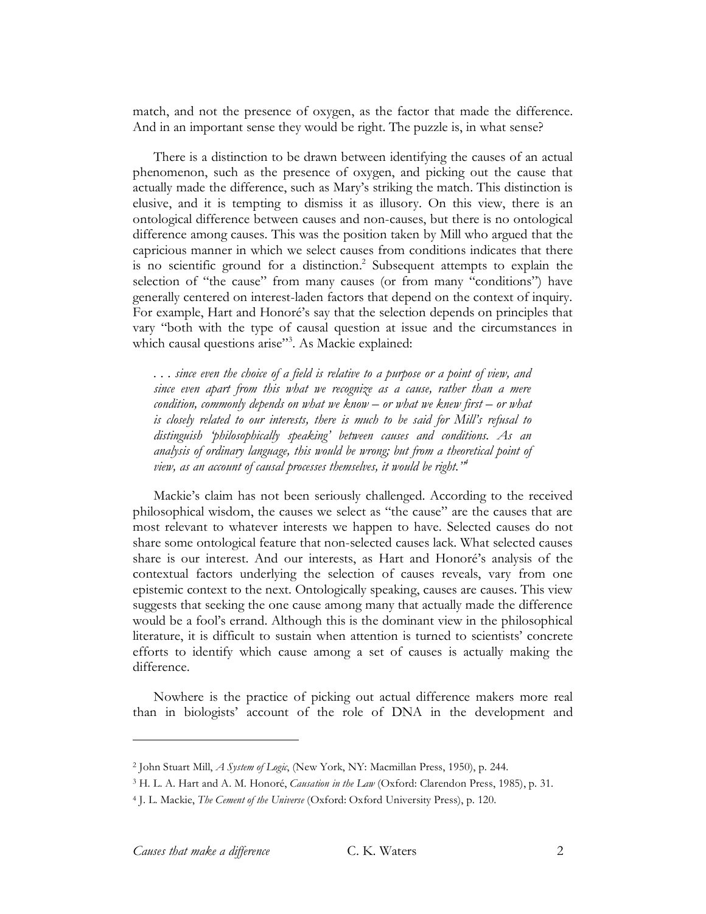match, and not the presence of oxygen, as the factor that made the difference. And in an important sense they would be right. The puzzle is, in what sense?

There is a distinction to be drawn between identifying the causes of an actual phenomenon, such as the presence of oxygen, and picking out the cause that actually made the difference, such as Mary's striking the match. This distinction is elusive, and it is tempting to dismiss it as illusory. On this view, there is an ontological difference between causes and non-causes, but there is no ontological difference among causes. This was the position taken by Mill who argued that the capricious manner in which we select causes from conditions indicates that there is no scientific ground for a distinction.[2] Subsequent attempts to explain the selection of "the cause" from many causes (or from many "conditions") have generally centered on interest-laden factors that depend on the context of inquiry. For example, Hart and Honoré's say that the selection depends on principles that vary "both with the type of causal question at issue and the circumstances in which causal questions arise"[3]. As Mackie explained:

> *. . . since even the choice of a field is relative to a purpose or a point of view, and since even apart from this what we recognize as a cause, rather than a mere condition, commonly depends on what we know – or what we knew first – or what is closely related to our interests, there is much to be said for Mill's refusal to distinguish 'philosophically speaking' between causes and conditions. As an analysis of ordinary language, this would be wrong; but from a theoretical point of view, as an account of causal processes themselves, it would be right."*[4]

Mackie's claim has not been seriously challenged. According to the received philosophical wisdom, the causes we select as "the cause" are the causes that are most relevant to whatever interests we happen to have. Selected causes do not share some ontological feature that non-selected causes lack. What selected causes share is our interest. And our interests, as Hart and Honoré's analysis of the contextual factors underlying the selection of causes reveals, vary from one epistemic context to the next. Ontologically speaking, causes are causes. This view suggests that seeking the one cause among many that actually made the difference would be a fool's errand. Although this is the dominant view in the philosophical literature, it is difficult to sustain when attention is turned to scientists' concrete efforts to identify which cause among a set of causes is actually making the difference.

Nowhere is the practice of picking out actual difference makers more real than in biologists' account of the role of DNA in the development and

---

[2] John Stuart Mill, *A System of Logic*, (New York, NY: Macmillan Press, 1950), p. 244.

[3] H. L. A. Hart and A. M. Honoré, *Causation in the Law* (Oxford: Clarendon Press, 1985), p. 31.

[4] J. L. Mackie, *The Cement of the Universe* (Oxford: Oxford University Press), p. 120.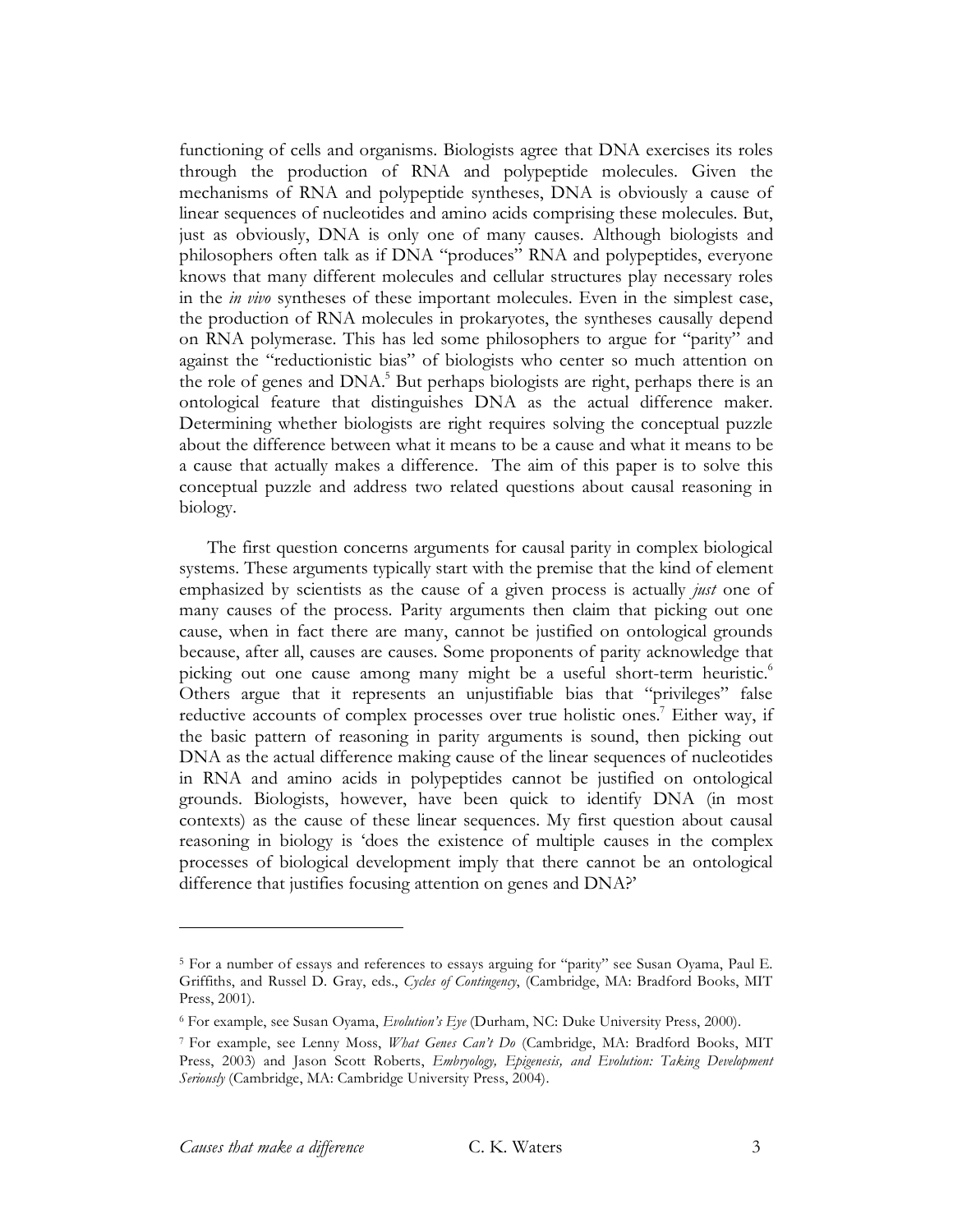functioning of cells and organisms. Biologists agree that DNA exercises its roles through the production of RNA and polypeptide molecules. Given the mechanisms of RNA and polypeptide syntheses, DNA is obviously a cause of linear sequences of nucleotides and amino acids comprising these molecules. But, just as obviously, DNA is only one of many causes. Although biologists and philosophers often talk as if DNA "produces" RNA and polypeptides, everyone knows that many different molecules and cellular structures play necessary roles in the *in vivo* syntheses of these important molecules. Even in the simplest case, the production of RNA molecules in prokaryotes, the syntheses causally depend on RNA polymerase. This has led some philosophers to argue for "parity" and against the "reductionistic bias" of biologists who center so much attention on the role of genes and DNA.[5] But perhaps biologists are right, perhaps there is an ontological feature that distinguishes DNA as the actual difference maker. Determining whether biologists are right requires solving the conceptual puzzle about the difference between what it means to be a cause and what it means to be a cause that actually makes a difference. The aim of this paper is to solve this conceptual puzzle and address two related questions about causal reasoning in biology.

The first question concerns arguments for causal parity in complex biological systems. These arguments typically start with the premise that the kind of element emphasized by scientists as the cause of a given process is actually *just* one of many causes of the process. Parity arguments then claim that picking out one cause, when in fact there are many, cannot be justified on ontological grounds because, after all, causes are causes. Some proponents of parity acknowledge that picking out one cause among many might be a useful short-term heuristic.[6] Others argue that it represents an unjustifiable bias that "privileges" false reductive accounts of complex processes over true holistic ones.[7] Either way, if the basic pattern of reasoning in parity arguments is sound, then picking out DNA as the actual difference making cause of the linear sequences of nucleotides in RNA and amino acids in polypeptides cannot be justified on ontological grounds. Biologists, however, have been quick to identify DNA (in most contexts) as the cause of these linear sequences. My first question about causal reasoning in biology is 'does the existence of multiple causes in the complex processes of biological development imply that there cannot be an ontological difference that justifies focusing attention on genes and DNA?'

---

[5] For a number of essays and references to essays arguing for "parity" see Susan Oyama, Paul E. Griffiths, and Russel D. Gray, eds., *Cycles of Contingency*, (Cambridge, MA: Bradford Books, MIT Press, 2001).

[6] For example, see Susan Oyama, *Evolution's Eye* (Durham, NC: Duke University Press, 2000).

[7] For example, see Lenny Moss, *What Genes Can't Do* (Cambridge, MA: Bradford Books, MIT Press, 2003) and Jason Scott Roberts, *Embryology, Epigenesis, and Evolution: Taking Development Seriously* (Cambridge, MA: Cambridge University Press, 2004).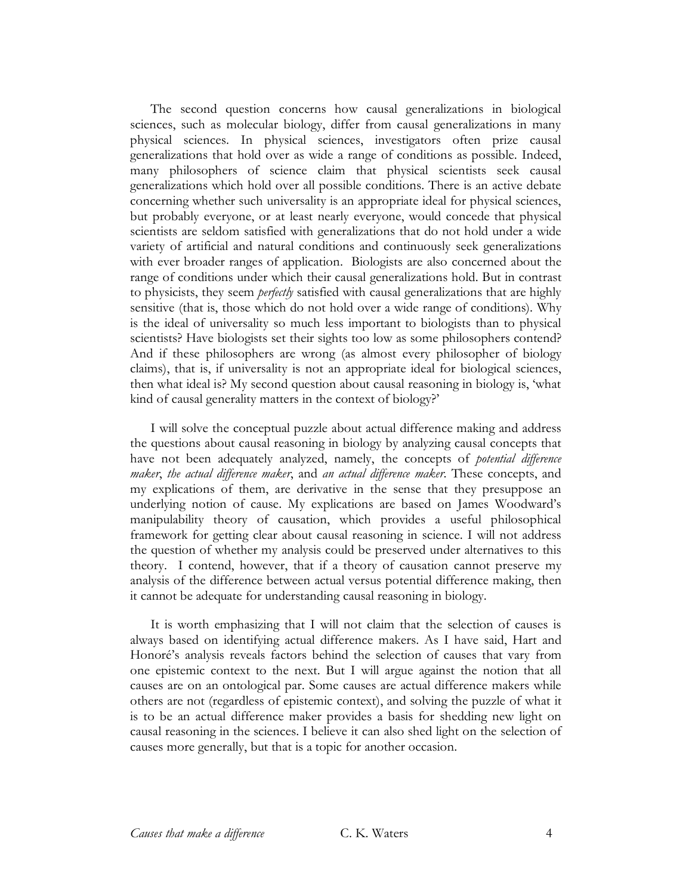The second question concerns how causal generalizations in biological sciences, such as molecular biology, differ from causal generalizations in many physical sciences. In physical sciences, investigators often prize causal generalizations that hold over as wide a range of conditions as possible. Indeed, many philosophers of science claim that physical scientists seek causal generalizations which hold over all possible conditions. There is an active debate concerning whether such universality is an appropriate ideal for physical sciences, but probably everyone, or at least nearly everyone, would concede that physical scientists are seldom satisfied with generalizations that do not hold under a wide variety of artificial and natural conditions and continuously seek generalizations with ever broader ranges of application. Biologists are also concerned about the range of conditions under which their causal generalizations hold. But in contrast to physicists, they seem *perfectly* satisfied with causal generalizations that are highly sensitive (that is, those which do not hold over a wide range of conditions). Why is the ideal of universality so much less important to biologists than to physical scientists? Have biologists set their sights too low as some philosophers contend? And if these philosophers are wrong (as almost every philosopher of biology claims), that is, if universality is not an appropriate ideal for biological sciences, then what ideal is? My second question about causal reasoning in biology is, 'what kind of causal generality matters in the context of biology?'

I will solve the conceptual puzzle about actual difference making and address the questions about causal reasoning in biology by analyzing causal concepts that have not been adequately analyzed, namely, the concepts of *potential difference maker*, *the actual difference maker*, and *an actual difference maker*. These concepts, and my explications of them, are derivative in the sense that they presuppose an underlying notion of cause. My explications are based on James Woodward's manipulability theory of causation, which provides a useful philosophical framework for getting clear about causal reasoning in science. I will not address the question of whether my analysis could be preserved under alternatives to this theory. I contend, however, that if a theory of causation cannot preserve my analysis of the difference between actual versus potential difference making, then it cannot be adequate for understanding causal reasoning in biology.

It is worth emphasizing that I will not claim that the selection of causes is always based on identifying actual difference makers. As I have said, Hart and Honoré's analysis reveals factors behind the selection of causes that vary from one epistemic context to the next. But I will argue against the notion that all causes are on an ontological par. Some causes are actual difference makers while others are not (regardless of epistemic context), and solving the puzzle of what it is to be an actual difference maker provides a basis for shedding new light on causal reasoning in the sciences. I believe it can also shed light on the selection of causes more generally, but that is a topic for another occasion.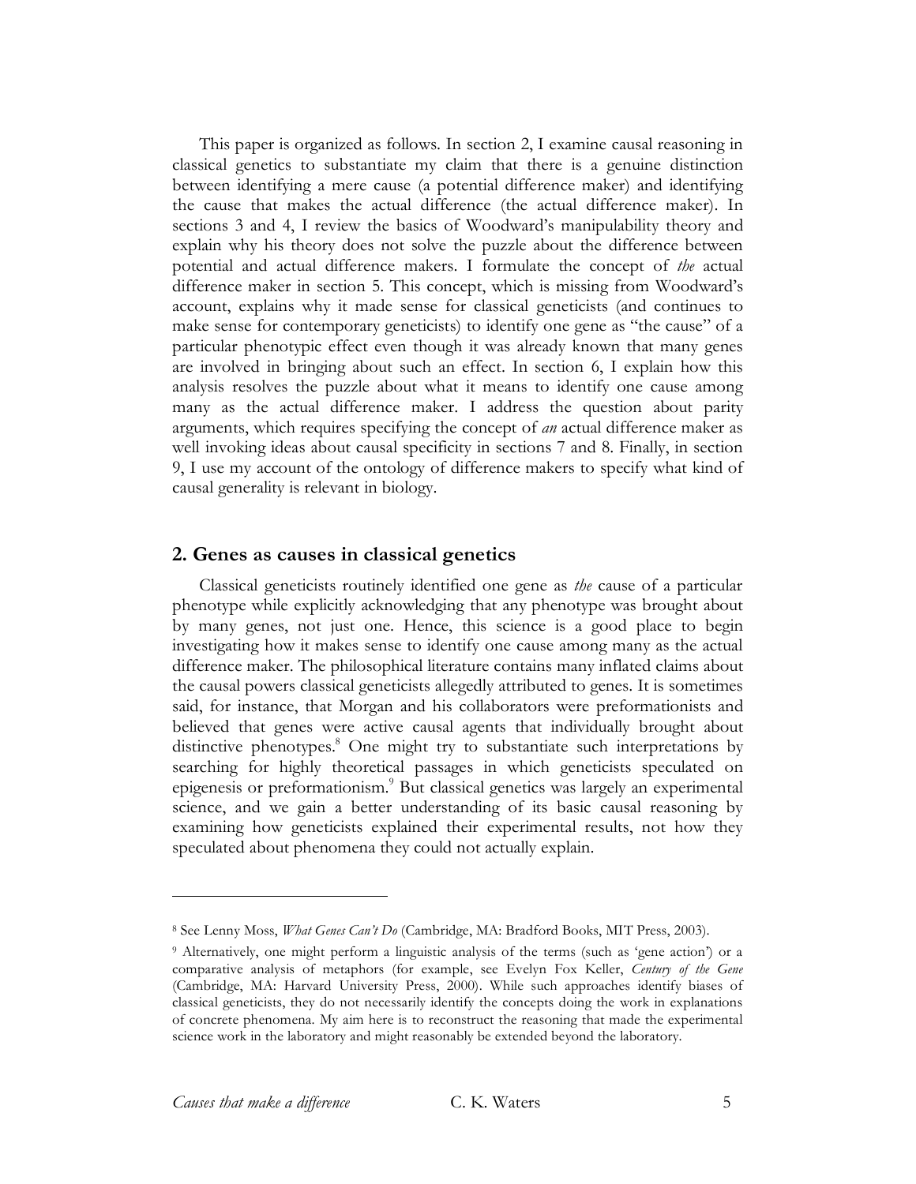This paper is organized as follows. In section 2, I examine causal reasoning in classical genetics to substantiate my claim that there is a genuine distinction between identifying a mere cause (a potential difference maker) and identifying the cause that makes the actual difference (the actual difference maker). In sections 3 and 4, I review the basics of Woodward's manipulability theory and explain why his theory does not solve the puzzle about the difference between potential and actual difference makers. I formulate the concept of *the* actual difference maker in section 5. This concept, which is missing from Woodward's account, explains why it made sense for classical geneticists (and continues to make sense for contemporary geneticists) to identify one gene as "the cause" of a particular phenotypic effect even though it was already known that many genes are involved in bringing about such an effect. In section 6, I explain how this analysis resolves the puzzle about what it means to identify one cause among many as the actual difference maker. I address the question about parity arguments, which requires specifying the concept of *an* actual difference maker as well invoking ideas about causal specificity in sections 7 and 8. Finally, in section 9, I use my account of the ontology of difference makers to specify what kind of causal generality is relevant in biology.

## 2. Genes as causes in classical genetics

Classical geneticists routinely identified one gene as *the* cause of a particular phenotype while explicitly acknowledging that any phenotype was brought about by many genes, not just one. Hence, this science is a good place to begin investigating how it makes sense to identify one cause among many as the actual difference maker. The philosophical literature contains many inflated claims about the causal powers classical geneticists allegedly attributed to genes. It is sometimes said, for instance, that Morgan and his collaborators were preformationists and believed that genes were active causal agents that individually brought about distinctive phenotypes.[8] One might try to substantiate such interpretations by searching for highly theoretical passages in which geneticists speculated on epigenesis or preformationism.[9] But classical genetics was largely an experimental science, and we gain a better understanding of its basic causal reasoning by examining how geneticists explained their experimental results, not how they speculated about phenomena they could not actually explain.

---

[8] See Lenny Moss, *What Genes Can't Do* (Cambridge, MA: Bradford Books, MIT Press, 2003).

[9] Alternatively, one might perform a linguistic analysis of the terms (such as 'gene action') or a comparative analysis of metaphors (for example, see Evelyn Fox Keller, *Century of the Gene* (Cambridge, MA: Harvard University Press, 2000). While such approaches identify biases of classical geneticists, they do not necessarily identify the concepts doing the work in explanations of concrete phenomena. My aim here is to reconstruct the reasoning that made the experimental science work in the laboratory and might reasonably be extended beyond the laboratory.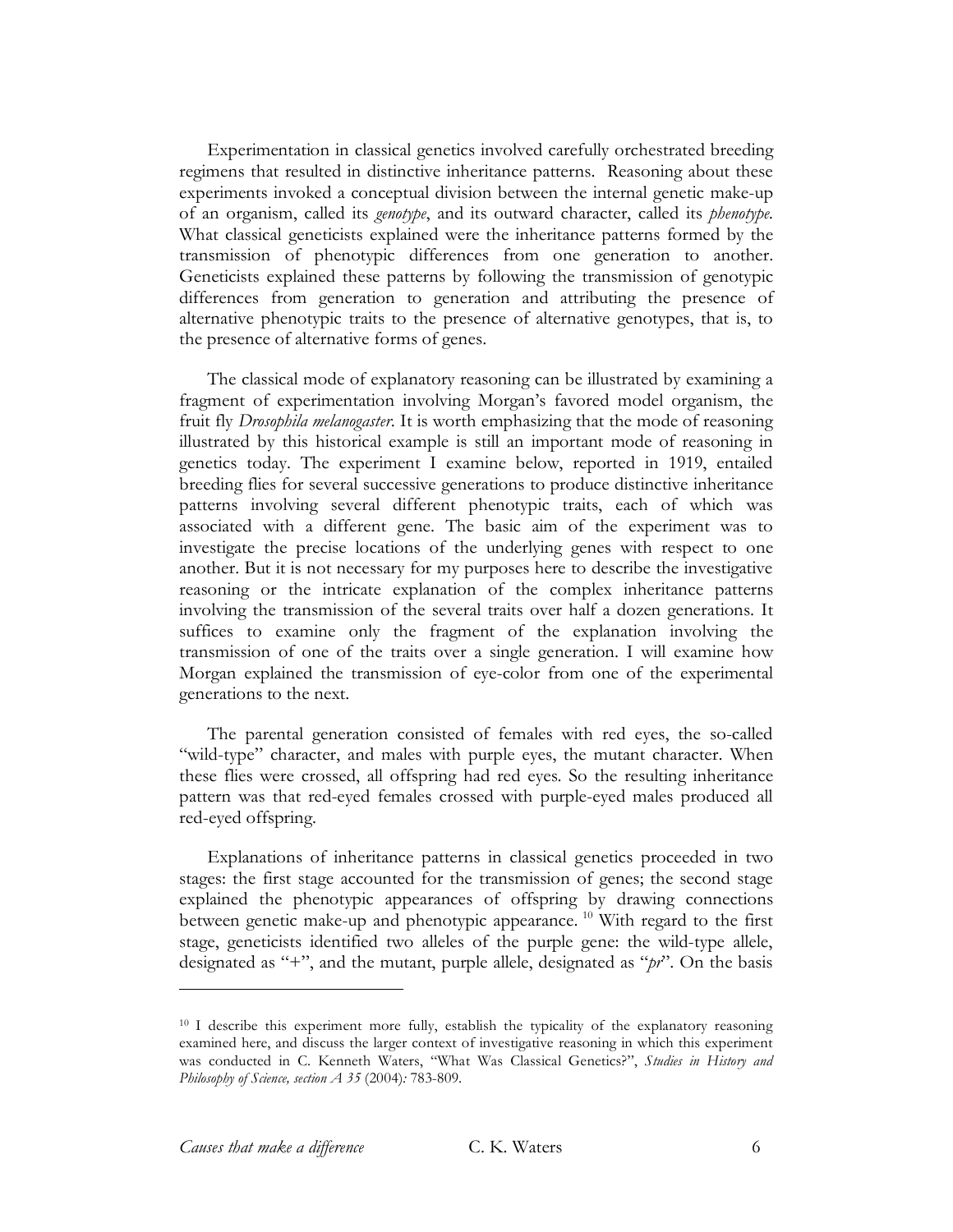Experimentation in classical genetics involved carefully orchestrated breeding regimens that resulted in distinctive inheritance patterns. Reasoning about these experiments invoked a conceptual division between the internal genetic make-up of an organism, called its *genotype*, and its outward character, called its *phenotype*. What classical geneticists explained were the inheritance patterns formed by the transmission of phenotypic differences from one generation to another. Geneticists explained these patterns by following the transmission of genotypic differences from generation to generation and attributing the presence of alternative phenotypic traits to the presence of alternative genotypes, that is, to the presence of alternative forms of genes.

The classical mode of explanatory reasoning can be illustrated by examining a fragment of experimentation involving Morgan's favored model organism, the fruit fly *Drosophila melanogaster*. It is worth emphasizing that the mode of reasoning illustrated by this historical example is still an important mode of reasoning in genetics today. The experiment I examine below, reported in 1919, entailed breeding flies for several successive generations to produce distinctive inheritance patterns involving several different phenotypic traits, each of which was associated with a different gene. The basic aim of the experiment was to investigate the precise locations of the underlying genes with respect to one another. But it is not necessary for my purposes here to describe the investigative reasoning or the intricate explanation of the complex inheritance patterns involving the transmission of the several traits over half a dozen generations. It suffices to examine only the fragment of the explanation involving the transmission of one of the traits over a single generation. I will examine how Morgan explained the transmission of eye-color from one of the experimental generations to the next.

The parental generation consisted of females with red eyes, the so-called "wild-type" character, and males with purple eyes, the mutant character. When these flies were crossed, all offspring had red eyes. So the resulting inheritance pattern was that red-eyed females crossed with purple-eyed males produced all red-eyed offspring.

Explanations of inheritance patterns in classical genetics proceeded in two stages: the first stage accounted for the transmission of genes; the second stage explained the phenotypic appearances of offspring by drawing connections between genetic make-up and phenotypic appearance. [10] With regard to the first stage, geneticists identified two alleles of the purple gene: the wild-type allele, designated as "+", and the mutant, purple allele, designated as "*pr*". On the basis

---

[10] I describe this experiment more fully, establish the typicality of the explanatory reasoning examined here, and discuss the larger context of investigative reasoning in which this experiment was conducted in C. Kenneth Waters, "What Was Classical Genetics?", *Studies in History and Philosophy of Science, section A 35* (2004)*:* 783-809.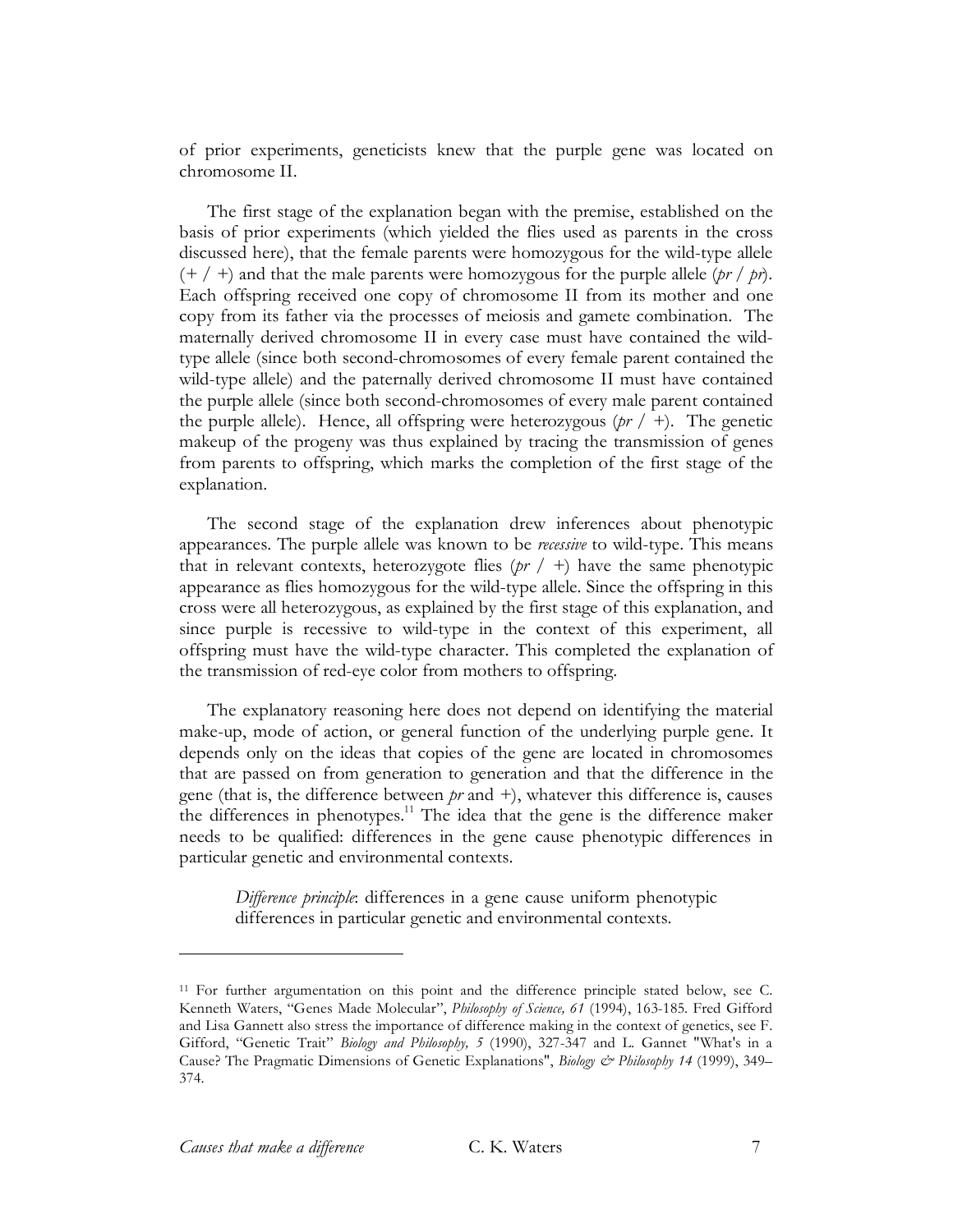of prior experiments, geneticists knew that the purple gene was located on chromosome II.

The first stage of the explanation began with the premise, established on the basis of prior experiments (which yielded the flies used as parents in the cross discussed here), that the female parents were homozygous for the wild-type allele (+ / +) and that the male parents were homozygous for the purple allele (*pr* / *pr*). Each offspring received one copy of chromosome II from its mother and one copy from its father via the processes of meiosis and gamete combination. The maternally derived chromosome II in every case must have contained the wild-type allele (since both second-chromosomes of every female parent contained the wild-type allele) and the paternally derived chromosome II must have contained the purple allele (since both second-chromosomes of every male parent contained the purple allele). Hence, all offspring were heterozygous (*pr* / +). The genetic makeup of the progeny was thus explained by tracing the transmission of genes from parents to offspring, which marks the completion of the first stage of the explanation.

The second stage of the explanation drew inferences about phenotypic appearances. The purple allele was known to be *recessive* to wild-type. This means that in relevant contexts, heterozygote flies (*pr* / +) have the same phenotypic appearance as flies homozygous for the wild-type allele. Since the offspring in this cross were all heterozygous, as explained by the first stage of this explanation, and since purple is recessive to wild-type in the context of this experiment, all offspring must have the wild-type character. This completed the explanation of the transmission of red-eye color from mothers to offspring.

The explanatory reasoning here does not depend on identifying the material make-up, mode of action, or general function of the underlying purple gene. It depends only on the ideas that copies of the gene are located in chromosomes that are passed on from generation to generation and that the difference in the gene (that is, the difference between *pr* and +), whatever this difference is, causes the differences in phenotypes.[11] The idea that the gene is the difference maker needs to be qualified: differences in the gene cause phenotypic differences in particular genetic and environmental contexts.

> *Difference principle*: differences in a gene cause uniform phenotypic differences in particular genetic and environmental contexts.

---

[11] For further argumentation on this point and the difference principle stated below, see C. Kenneth Waters, "Genes Made Molecular", *Philosophy of Science, 61* (1994), 163-185. Fred Gifford and Lisa Gannett also stress the importance of difference making in the context of genetics, see F. Gifford, "Genetic Trait" *Biology and Philosophy, 5* (1990), 327-347 and L. Gannet "What's in a Cause? The Pragmatic Dimensions of Genetic Explanations", *Biology & Philosophy 14* (1999), 349–374.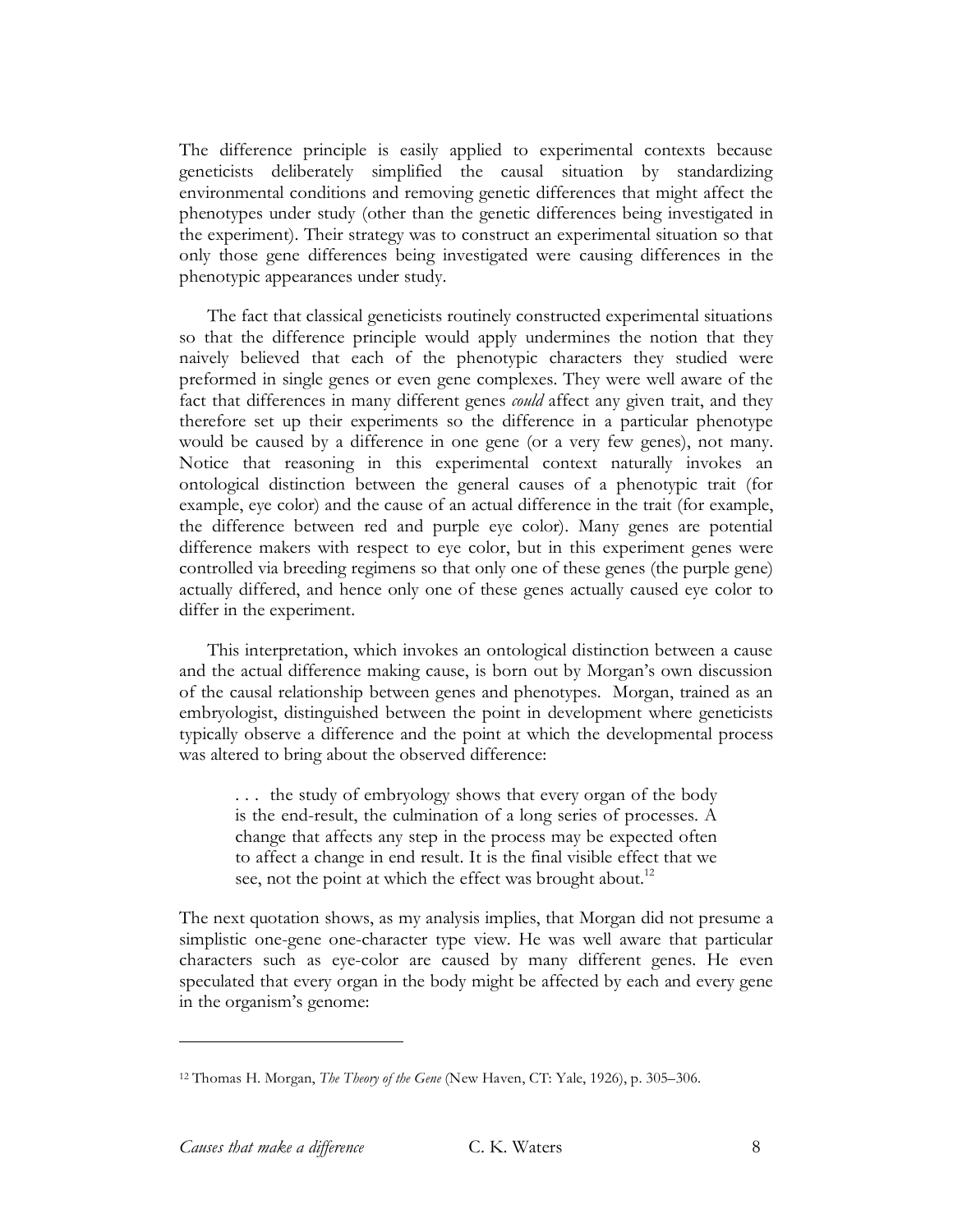The difference principle is easily applied to experimental contexts because geneticists deliberately simplified the causal situation by standardizing environmental conditions and removing genetic differences that might affect the phenotypes under study (other than the genetic differences being investigated in the experiment). Their strategy was to construct an experimental situation so that only those gene differences being investigated were causing differences in the phenotypic appearances under study.

The fact that classical geneticists routinely constructed experimental situations so that the difference principle would apply undermines the notion that they naively believed that each of the phenotypic characters they studied were preformed in single genes or even gene complexes. They were well aware of the fact that differences in many different genes *could* affect any given trait, and they therefore set up their experiments so the difference in a particular phenotype would be caused by a difference in one gene (or a very few genes), not many. Notice that reasoning in this experimental context naturally invokes an ontological distinction between the general causes of a phenotypic trait (for example, eye color) and the cause of an actual difference in the trait (for example, the difference between red and purple eye color). Many genes are potential difference makers with respect to eye color, but in this experiment genes were controlled via breeding regimens so that only one of these genes (the purple gene) actually differed, and hence only one of these genes actually caused eye color to differ in the experiment.

This interpretation, which invokes an ontological distinction between a cause and the actual difference making cause, is born out by Morgan's own discussion of the causal relationship between genes and phenotypes. Morgan, trained as an embryologist, distinguished between the point in development where geneticists typically observe a difference and the point at which the developmental process was altered to bring about the observed difference:

> . . . the study of embryology shows that every organ of the body is the end-result, the culmination of a long series of processes. A change that affects any step in the process may be expected often to affect a change in end result. It is the final visible effect that we see, not the point at which the effect was brought about.[12]

The next quotation shows, as my analysis implies, that Morgan did not presume a simplistic one-gene one-character type view. He was well aware that particular characters such as eye-color are caused by many different genes. He even speculated that every organ in the body might be affected by each and every gene in the organism's genome:

---

[12] Thomas H. Morgan, *The Theory of the Gene* (New Haven, CT: Yale, 1926), p. 305–306.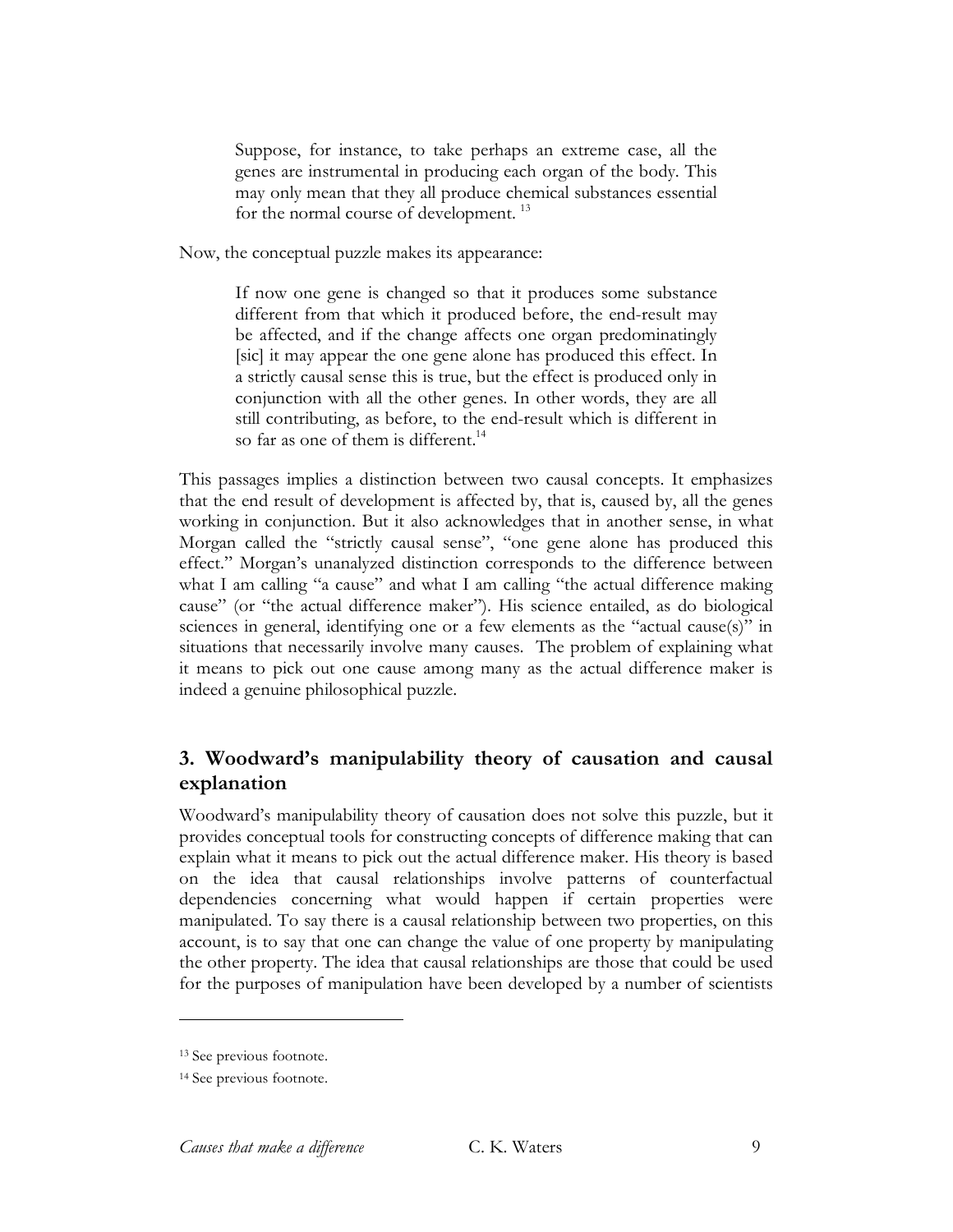> Suppose, for instance, to take perhaps an extreme case, all the genes are instrumental in producing each organ of the body. This may only mean that they all produce chemical substances essential for the normal course of development. [13]

Now, the conceptual puzzle makes its appearance:

> If now one gene is changed so that it produces some substance different from that which it produced before, the end-result may be affected, and if the change affects one organ predominatingly [sic] it may appear the one gene alone has produced this effect. In a strictly causal sense this is true, but the effect is produced only in conjunction with all the other genes. In other words, they are all still contributing, as before, to the end-result which is different in so far as one of them is different.[14]

This passages implies a distinction between two causal concepts. It emphasizes that the end result of development is affected by, that is, caused by, all the genes working in conjunction. But it also acknowledges that in another sense, in what Morgan called the "strictly causal sense", "one gene alone has produced this effect." Morgan's unanalyzed distinction corresponds to the difference between what I am calling "a cause" and what I am calling "the actual difference making cause" (or "the actual difference maker"). His science entailed, as do biological sciences in general, identifying one or a few elements as the "actual cause(s)" in situations that necessarily involve many causes. The problem of explaining what it means to pick out one cause among many as the actual difference maker is indeed a genuine philosophical puzzle.

## 3. Woodward's manipulability theory of causation and causal explanation

Woodward's manipulability theory of causation does not solve this puzzle, but it provides conceptual tools for constructing concepts of difference making that can explain what it means to pick out the actual difference maker. His theory is based on the idea that causal relationships involve patterns of counterfactual dependencies concerning what would happen if certain properties were manipulated. To say there is a causal relationship between two properties, on this account, is to say that one can change the value of one property by manipulating the other property. The idea that causal relationships are those that could be used for the purposes of manipulation have been developed by a number of scientists

[13] See previous footnote.

[14] See previous footnote.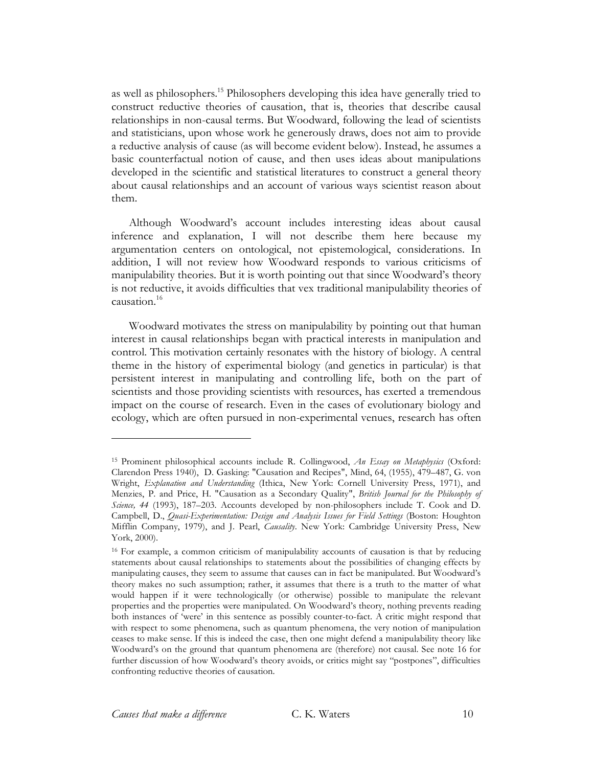as well as philosophers.[15] Philosophers developing this idea have generally tried to construct reductive theories of causation, that is, theories that describe causal relationships in non-causal terms. But Woodward, following the lead of scientists and statisticians, upon whose work he generously draws, does not aim to provide a reductive analysis of cause (as will become evident below). Instead, he assumes a basic counterfactual notion of cause, and then uses ideas about manipulations developed in the scientific and statistical literatures to construct a general theory about causal relationships and an account of various ways scientist reason about them.

Although Woodward's account includes interesting ideas about causal inference and explanation, I will not describe them here because my argumentation centers on ontological, not epistemological, considerations. In addition, I will not review how Woodward responds to various criticisms of manipulability theories. But it is worth pointing out that since Woodward's theory is not reductive, it avoids difficulties that vex traditional manipulability theories of causation.[16]

Woodward motivates the stress on manipulability by pointing out that human interest in causal relationships began with practical interests in manipulation and control. This motivation certainly resonates with the history of biology. A central theme in the history of experimental biology (and genetics in particular) is that persistent interest in manipulating and controlling life, both on the part of scientists and those providing scientists with resources, has exerted a tremendous impact on the course of research. Even in the cases of evolutionary biology and ecology, which are often pursued in non-experimental venues, research has often

---

[15] Prominent philosophical accounts include R. Collingwood, *An Essay on Metaphysics* (Oxford: Clarendon Press 1940), D. Gasking: "Causation and Recipes", Mind, 64, (1955), 479–487, G. von Wright, *Explanation and Understanding* (Ithica, New York: Cornell University Press, 1971), and Menzies, P. and Price, H. "Causation as a Secondary Quality", *British Journal for the Philosophy of Science, 44* (1993), 187–203. Accounts developed by non-philosophers include T. Cook and D. Campbell, D., *Quasi-Experimentation: Design and Analysis Issues for Field Settings* (Boston: Houghton Mifflin Company, 1979), and J. Pearl, *Causality*. New York: Cambridge University Press, New York, 2000).

[16] For example, a common criticism of manipulability accounts of causation is that by reducing statements about causal relationships to statements about the possibilities of changing effects by manipulating causes, they seem to assume that causes can in fact be manipulated. But Woodward's theory makes no such assumption; rather, it assumes that there is a truth to the matter of what would happen if it were technologically (or otherwise) possible to manipulate the relevant properties and the properties were manipulated. On Woodward's theory, nothing prevents reading both instances of 'were' in this sentence as possibly counter-to-fact. A critic might respond that with respect to some phenomena, such as quantum phenomena, the very notion of manipulation ceases to make sense. If this is indeed the case, then one might defend a manipulability theory like Woodward's on the ground that quantum phenomena are (therefore) not causal. See note 16 for further discussion of how Woodward's theory avoids, or critics might say "postpones", difficulties confronting reductive theories of causation.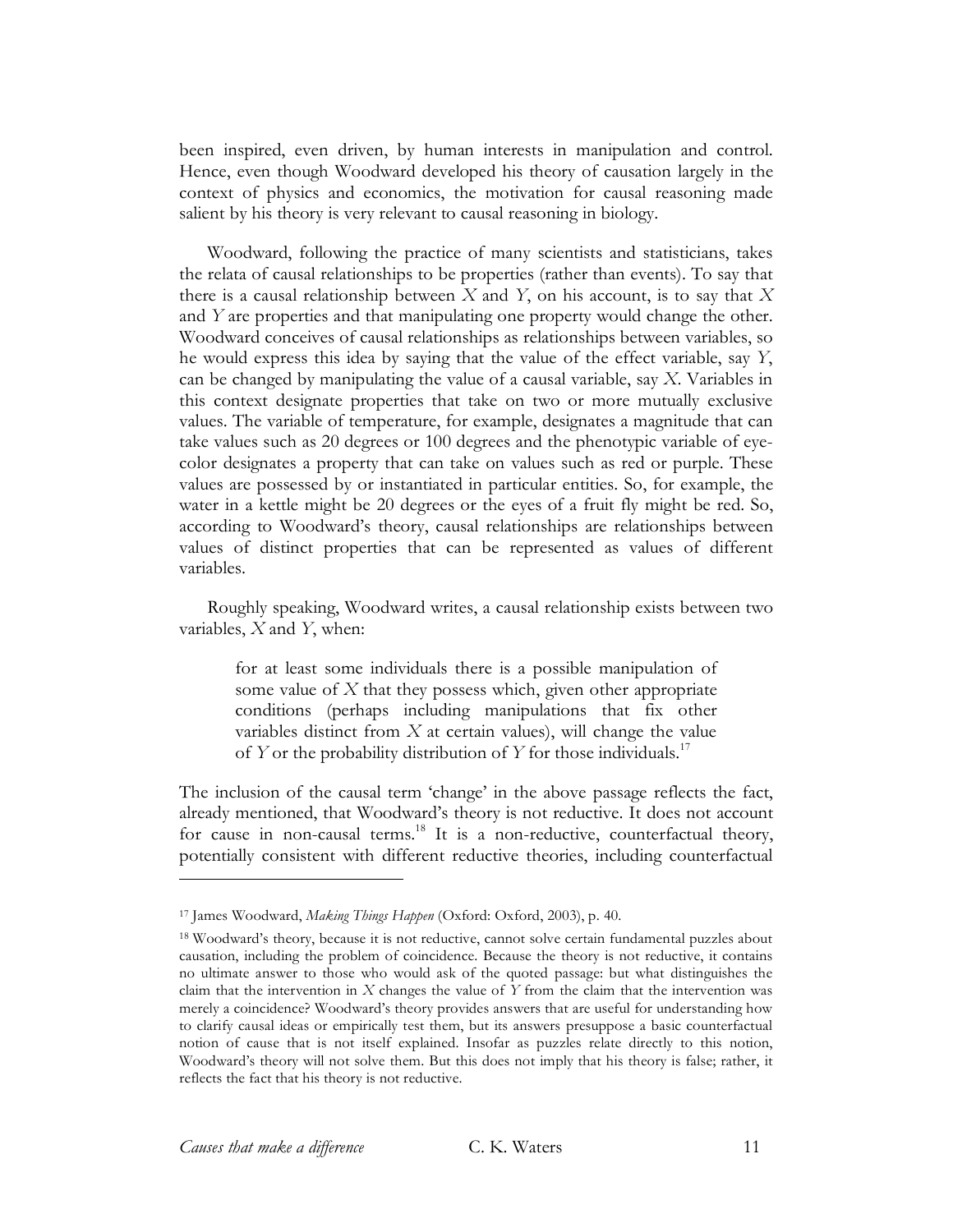been inspired, even driven, by human interests in manipulation and control. Hence, even though Woodward developed his theory of causation largely in the context of physics and economics, the motivation for causal reasoning made salient by his theory is very relevant to causal reasoning in biology.

Woodward, following the practice of many scientists and statisticians, takes the relata of causal relationships to be properties (rather than events). To say that there is a causal relationship between $X$ and $Y$, on his account, is to say that $X$ and $Y$ are properties and that manipulating one property would change the other. Woodward conceives of causal relationships as relationships between variables, so he would express this idea by saying that the value of the effect variable, say $Y$, can be changed by manipulating the value of a causal variable, say $X$. Variables in this context designate properties that take on two or more mutually exclusive values. The variable of temperature, for example, designates a magnitude that can take values such as 20 degrees or 100 degrees and the phenotypic variable of eye-color designates a property that can take on values such as red or purple. These values are possessed by or instantiated in particular entities. So, for example, the water in a kettle might be 20 degrees or the eyes of a fruit fly might be red. So, according to Woodward's theory, causal relationships are relationships between values of distinct properties that can be represented as values of different variables.

Roughly speaking, Woodward writes, a causal relationship exists between two variables, $X$ and $Y$, when:

> for at least some individuals there is a possible manipulation of some value of $X$ that they possess which, given other appropriate conditions (perhaps including manipulations that fix other variables distinct from $X$ at certain values), will change the value of $Y$ or the probability distribution of $Y$ for those individuals.[17]

The inclusion of the causal term 'change' in the above passage reflects the fact, already mentioned, that Woodward's theory is not reductive. It does not account for cause in non-causal terms.[18] It is a non-reductive, counterfactual theory, potentially consistent with different reductive theories, including counterfactual

---

[17] James Woodward, *Making Things Happen* (Oxford: Oxford, 2003), p. 40.

[18] Woodward's theory, because it is not reductive, cannot solve certain fundamental puzzles about causation, including the problem of coincidence. Because the theory is not reductive, it contains no ultimate answer to those who would ask of the quoted passage: but what distinguishes the claim that the intervention in $X$ changes the value of $Y$ from the claim that the intervention was merely a coincidence? Woodward's theory provides answers that are useful for understanding how to clarify causal ideas or empirically test them, but its answers presuppose a basic counterfactual notion of cause that is not itself explained. Insofar as puzzles relate directly to this notion, Woodward's theory will not solve them. But this does not imply that his theory is false; rather, it reflects the fact that his theory is not reductive.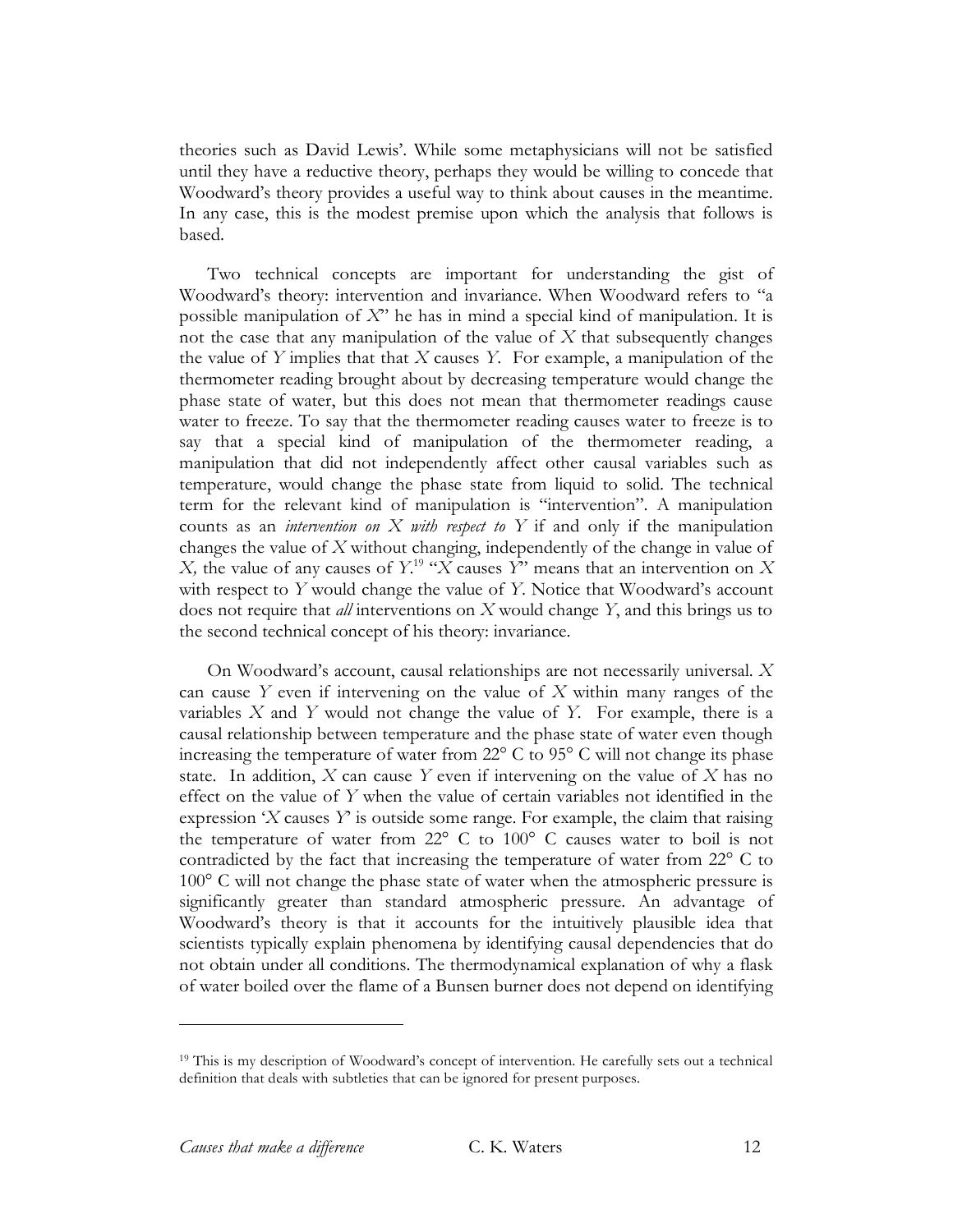theories such as David Lewis'. While some metaphysicians will not be satisfied until they have a reductive theory, perhaps they would be willing to concede that Woodward's theory provides a useful way to think about causes in the meantime. In any case, this is the modest premise upon which the analysis that follows is based.

Two technical concepts are important for understanding the gist of Woodward's theory: intervention and invariance. When Woodward refers to "a possible manipulation of *X*" he has in mind a special kind of manipulation. It is not the case that any manipulation of the value of *X* that subsequently changes the value of *Y* implies that that *X* causes *Y*. For example, a manipulation of the thermometer reading brought about by decreasing temperature would change the phase state of water, but this does not mean that thermometer readings cause water to freeze. To say that the thermometer reading causes water to freeze is to say that a special kind of manipulation of the thermometer reading, a manipulation that did not independently affect other causal variables such as temperature, would change the phase state from liquid to solid. The technical term for the relevant kind of manipulation is "intervention". A manipulation counts as an *intervention on X with respect to Y* if and only if the manipulation changes the value of *X* without changing, independently of the change in value of *X,* the value of any causes of *Y*.[19] "*X* causes *Y*" means that an intervention on *X* with respect to *Y* would change the value of *Y*. Notice that Woodward's account does not require that *all* interventions on *X* would change *Y*, and this brings us to the second technical concept of his theory: invariance.

On Woodward's account, causal relationships are not necessarily universal. *X* can cause *Y* even if intervening on the value of *X* within many ranges of the variables *X* and *Y* would not change the value of *Y*. For example, there is a causal relationship between temperature and the phase state of water even though increasing the temperature of water from 22° C to 95° C will not change its phase state. In addition, *X* can cause *Y* even if intervening on the value of *X* has no effect on the value of *Y* when the value of certain variables not identified in the expression '*X* causes *Y*' is outside some range. For example, the claim that raising the temperature of water from 22° C to 100° C causes water to boil is not contradicted by the fact that increasing the temperature of water from 22° C to 100° C will not change the phase state of water when the atmospheric pressure is significantly greater than standard atmospheric pressure. An advantage of Woodward's theory is that it accounts for the intuitively plausible idea that scientists typically explain phenomena by identifying causal dependencies that do not obtain under all conditions. The thermodynamical explanation of why a flask of water boiled over the flame of a Bunsen burner does not depend on identifying

---

[19] This is my description of Woodward's concept of intervention. He carefully sets out a technical definition that deals with subtleties that can be ignored for present purposes.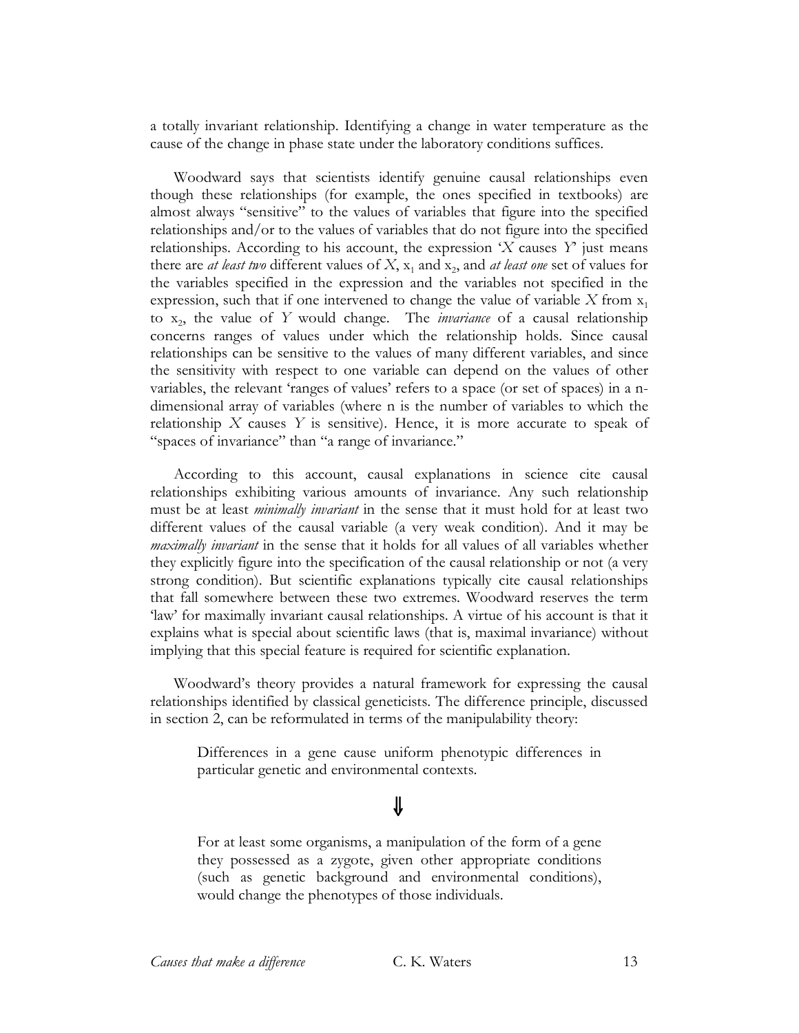a totally invariant relationship. Identifying a change in water temperature as the cause of the change in phase state under the laboratory conditions suffices.

Woodward says that scientists identify genuine causal relationships even though these relationships (for example, the ones specified in textbooks) are almost always "sensitive" to the values of variables that figure into the specified relationships and/or to the values of variables that do not figure into the specified relationships. According to his account, the expression '*X* causes *Y*' just means there are *at least two* different values of *X*, $x_1$ and $x_2$, and *at least one* set of values for the variables specified in the expression and the variables not specified in the expression, such that if one intervened to change the value of variable *X* from $x_1$ to $x_2$, the value of *Y* would change. The *invariance* of a causal relationship concerns ranges of values under which the relationship holds. Since causal relationships can be sensitive to the values of many different variables, and since the sensitivity with respect to one variable can depend on the values of other variables, the relevant 'ranges of values' refers to a space (or set of spaces) in a n-dimensional array of variables (where n is the number of variables to which the relationship *X* causes *Y* is sensitive). Hence, it is more accurate to speak of "spaces of invariance" than "a range of invariance."

According to this account, causal explanations in science cite causal relationships exhibiting various amounts of invariance. Any such relationship must be at least *minimally invariant* in the sense that it must hold for at least two different values of the causal variable (a very weak condition). And it may be *maximally invariant* in the sense that it holds for all values of all variables whether they explicitly figure into the specification of the causal relationship or not (a very strong condition). But scientific explanations typically cite causal relationships that fall somewhere between these two extremes. Woodward reserves the term 'law' for maximally invariant causal relationships. A virtue of his account is that it explains what is special about scientific laws (that is, maximal invariance) without implying that this special feature is required for scientific explanation.

Woodward's theory provides a natural framework for expressing the causal relationships identified by classical geneticists. The difference principle, discussed in section 2, can be reformulated in terms of the manipulability theory:

> Differences in a gene cause uniform phenotypic differences in particular genetic and environmental contexts.
>
> $$\Downarrow$$
>
> For at least some organisms, a manipulation of the form of a gene they possessed as a zygote, given other appropriate conditions (such as genetic background and environmental conditions), would change the phenotypes of those individuals.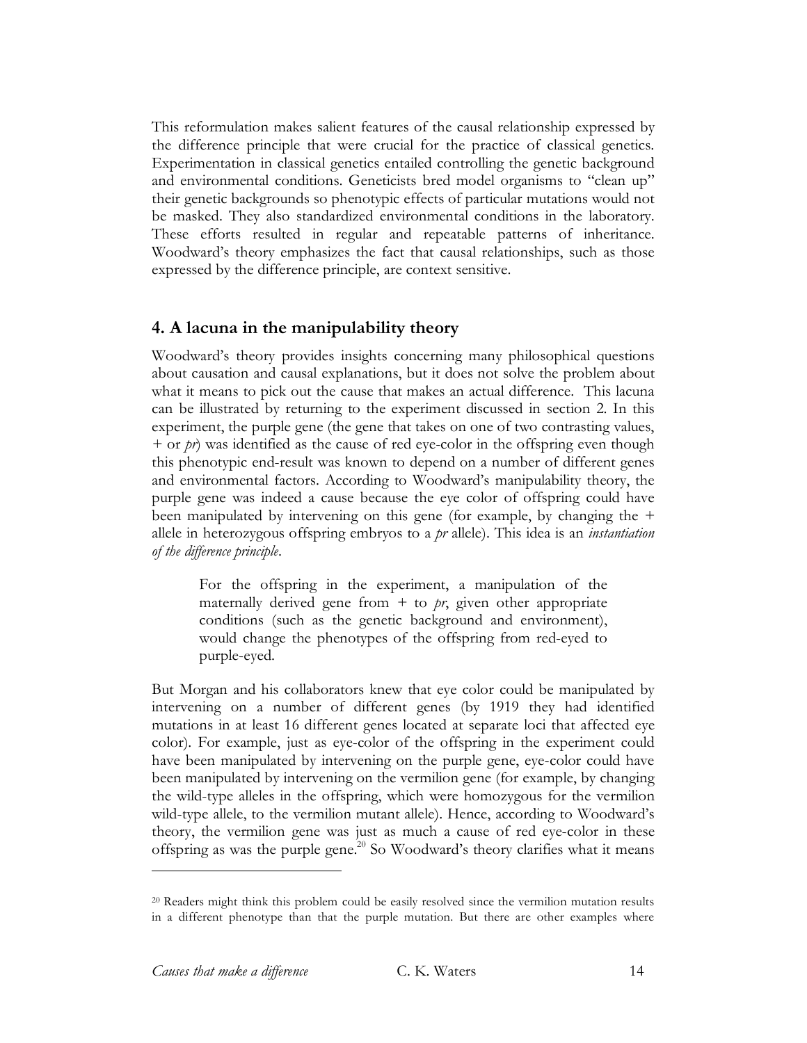This reformulation makes salient features of the causal relationship expressed by the difference principle that were crucial for the practice of classical genetics. Experimentation in classical genetics entailed controlling the genetic background and environmental conditions. Geneticists bred model organisms to "clean up" their genetic backgrounds so phenotypic effects of particular mutations would not be masked. They also standardized environmental conditions in the laboratory. These efforts resulted in regular and repeatable patterns of inheritance. Woodward's theory emphasizes the fact that causal relationships, such as those expressed by the difference principle, are context sensitive.

## 4. A lacuna in the manipulability theory

Woodward's theory provides insights concerning many philosophical questions about causation and causal explanations, but it does not solve the problem about what it means to pick out the cause that makes an actual difference. This lacuna can be illustrated by returning to the experiment discussed in section 2. In this experiment, the purple gene (the gene that takes on one of two contrasting values, + or *pr*) was identified as the cause of red eye-color in the offspring even though this phenotypic end-result was known to depend on a number of different genes and environmental factors. According to Woodward's manipulability theory, the purple gene was indeed a cause because the eye color of offspring could have been manipulated by intervening on this gene (for example, by changing the + allele in heterozygous offspring embryos to a *pr* allele). This idea is an *instantiation of the difference principle*.

> For the offspring in the experiment, a manipulation of the maternally derived gene from + to *pr*, given other appropriate conditions (such as the genetic background and environment), would change the phenotypes of the offspring from red-eyed to purple-eyed.

But Morgan and his collaborators knew that eye color could be manipulated by intervening on a number of different genes (by 1919 they had identified mutations in at least 16 different genes located at separate loci that affected eye color). For example, just as eye-color of the offspring in the experiment could have been manipulated by intervening on the purple gene, eye-color could have been manipulated by intervening on the vermilion gene (for example, by changing the wild-type alleles in the offspring, which were homozygous for the vermilion wild-type allele, to the vermilion mutant allele). Hence, according to Woodward's theory, the vermilion gene was just as much a cause of red eye-color in these offspring as was the purple gene.[20] So Woodward's theory clarifies what it means

[20] Readers might think this problem could be easily resolved since the vermilion mutation results in a different phenotype than that the purple mutation. But there are other examples where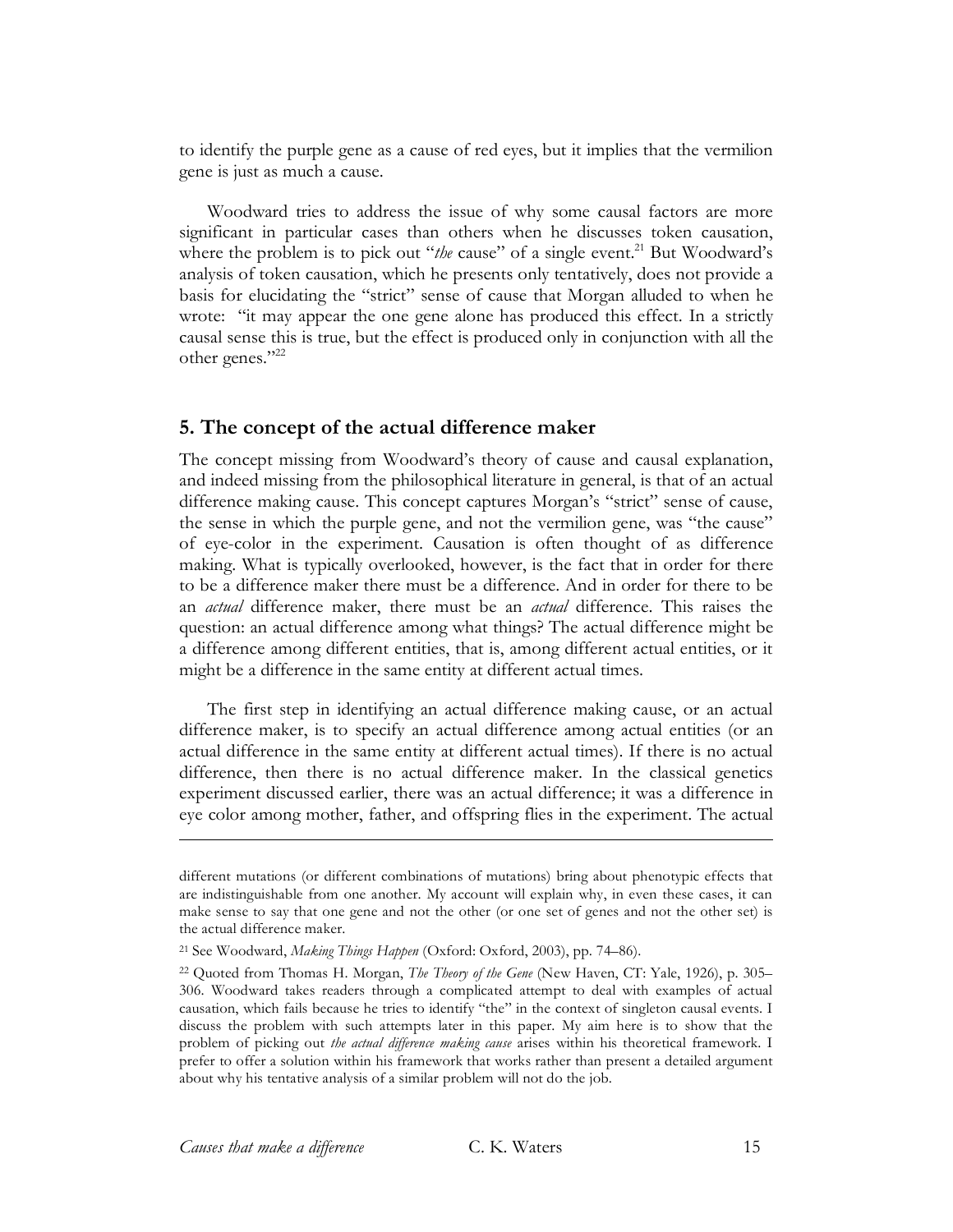to identify the purple gene as a cause of red eyes, but it implies that the vermilion gene is just as much a cause.

Woodward tries to address the issue of why some causal factors are more significant in particular cases than others when he discusses token causation, where the problem is to pick out "*the* cause" of a single event.[21] But Woodward's analysis of token causation, which he presents only tentatively, does not provide a basis for elucidating the "strict" sense of cause that Morgan alluded to when he wrote: "it may appear the one gene alone has produced this effect. In a strictly causal sense this is true, but the effect is produced only in conjunction with all the other genes."[22]

## 5. The concept of the actual difference maker

The concept missing from Woodward's theory of cause and causal explanation, and indeed missing from the philosophical literature in general, is that of an actual difference making cause. This concept captures Morgan's "strict" sense of cause, the sense in which the purple gene, and not the vermilion gene, was "the cause" of eye-color in the experiment. Causation is often thought of as difference making. What is typically overlooked, however, is the fact that in order for there to be a difference maker there must be a difference. And in order for there to be an *actual* difference maker, there must be an *actual* difference. This raises the question: an actual difference among what things? The actual difference might be a difference among different entities, that is, among different actual entities, or it might be a difference in the same entity at different actual times.

The first step in identifying an actual difference making cause, or an actual difference maker, is to specify an actual difference among actual entities (or an actual difference in the same entity at different actual times). If there is no actual difference, then there is no actual difference maker. In the classical genetics experiment discussed earlier, there was an actual difference; it was a difference in eye color among mother, father, and offspring flies in the experiment. The actual

---

different mutations (or different combinations of mutations) bring about phenotypic effects that are indistinguishable from one another. My account will explain why, in even these cases, it can make sense to say that one gene and not the other (or one set of genes and not the other set) is the actual difference maker.

[21] See Woodward, *Making Things Happen* (Oxford: Oxford, 2003), pp. 74–86).

[22] Quoted from Thomas H. Morgan, *The Theory of the Gene* (New Haven, CT: Yale, 1926), p. 305–306. Woodward takes readers through a complicated attempt to deal with examples of actual causation, which fails because he tries to identify "the" in the context of singleton causal events. I discuss the problem with such attempts later in this paper. My aim here is to show that the problem of picking out *the actual difference making cause* arises within his theoretical framework. I prefer to offer a solution within his framework that works rather than present a detailed argument about why his tentative analysis of a similar problem will not do the job.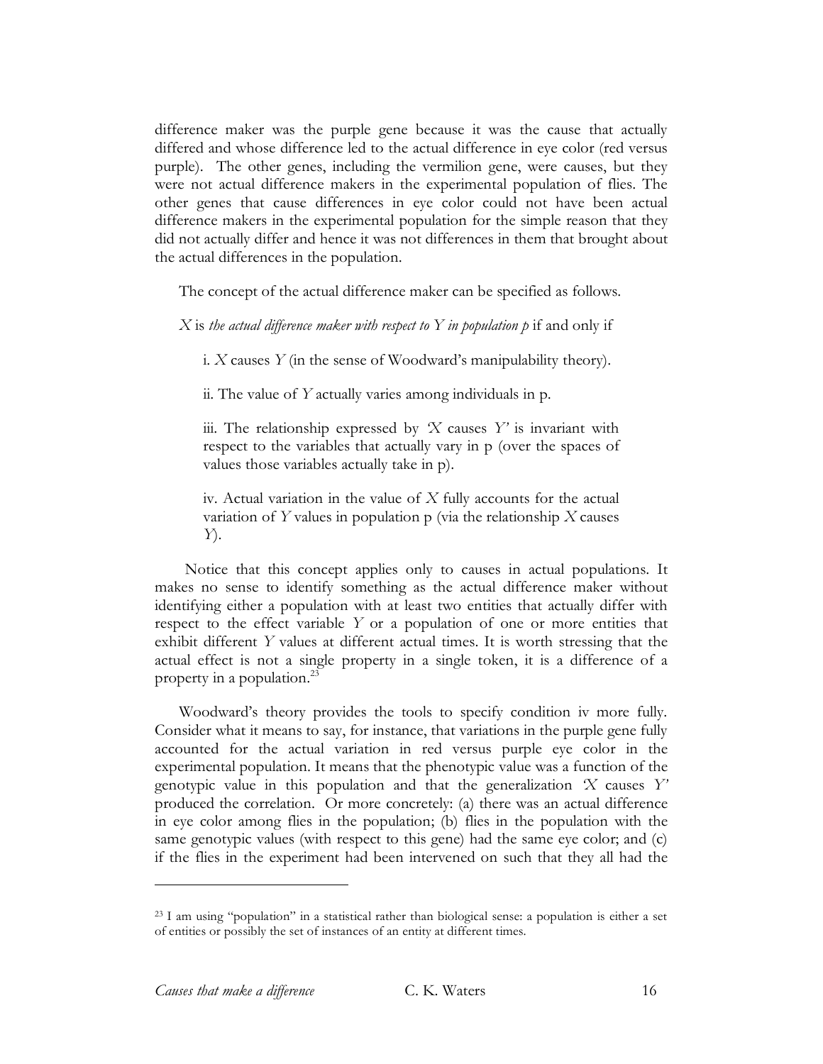difference maker was the purple gene because it was the cause that actually differed and whose difference led to the actual difference in eye color (red versus purple). The other genes, including the vermilion gene, were causes, but they were not actual difference makers in the experimental population of flies. The other genes that cause differences in eye color could not have been actual difference makers in the experimental population for the simple reason that they did not actually differ and hence it was not differences in them that brought about the actual differences in the population.

The concept of the actual difference maker can be specified as follows.

*X* is *the actual difference maker with respect to Y in population p* if and only if

> i. *X* causes *Y* (in the sense of Woodward's manipulability theory).
>
> ii. The value of *Y* actually varies among individuals in p.
>
> iii. The relationship expressed by '*X* causes *Y*' is invariant with respect to the variables that actually vary in p (over the spaces of values those variables actually take in p).
>
> iv. Actual variation in the value of *X* fully accounts for the actual variation of *Y* values in population p (via the relationship *X* causes *Y*).

Notice that this concept applies only to causes in actual populations. It makes no sense to identify something as the actual difference maker without identifying either a population with at least two entities that actually differ with respect to the effect variable *Y* or a population of one or more entities that exhibit different *Y* values at different actual times. It is worth stressing that the actual effect is not a single property in a single token, it is a difference of a property in a population.[23]

Woodward's theory provides the tools to specify condition iv more fully. Consider what it means to say, for instance, that variations in the purple gene fully accounted for the actual variation in red versus purple eye color in the experimental population. It means that the phenotypic value was a function of the genotypic value in this population and that the generalization '*X* causes *Y*' produced the correlation. Or more concretely: (a) there was an actual difference in eye color among flies in the population; (b) flies in the population with the same genotypic values (with respect to this gene) had the same eye color; and (c) if the flies in the experiment had been intervened on such that they all had the

---

[23] I am using "population" in a statistical rather than biological sense: a population is either a set of entities or possibly the set of instances of an entity at different times.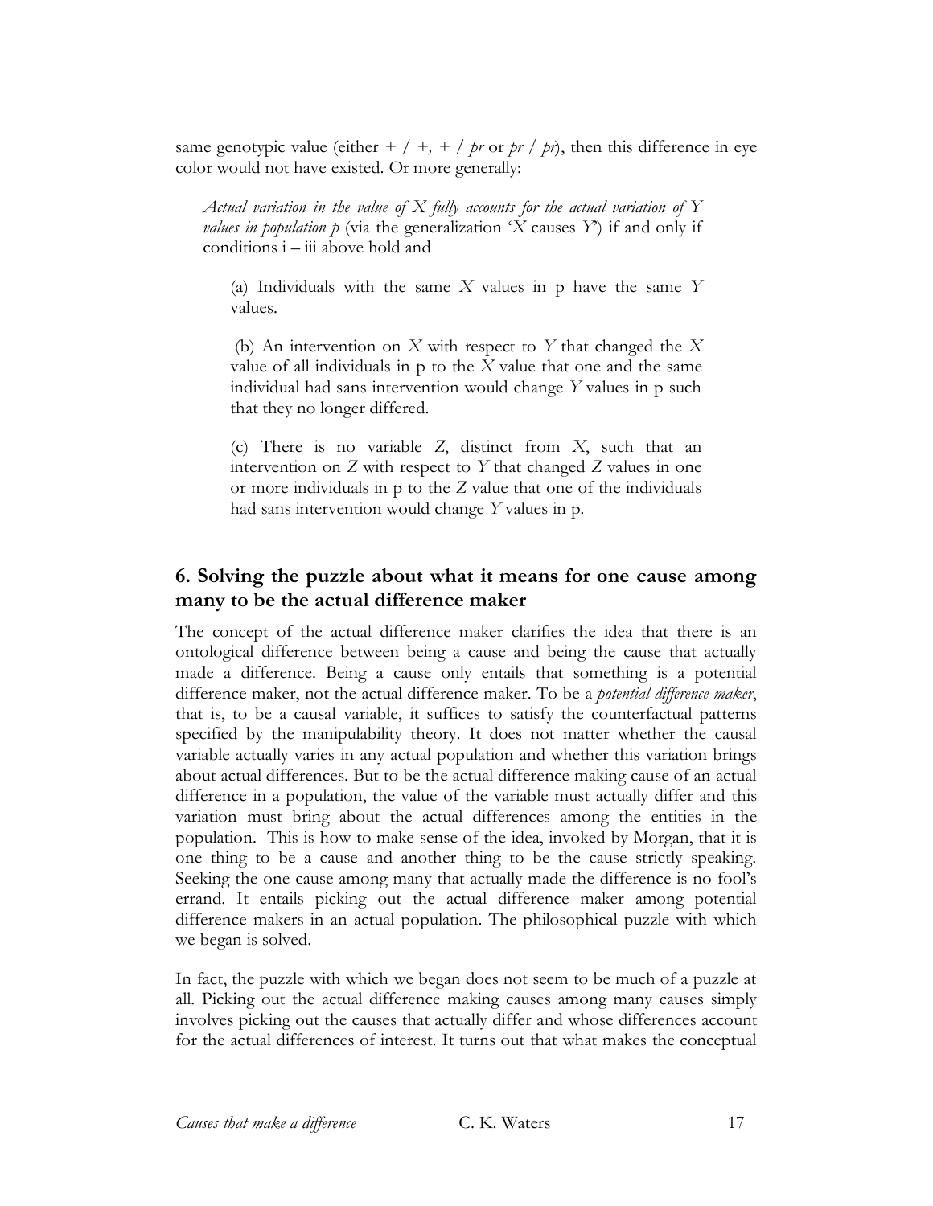same genotypic value (either + / +, + / *pr* or *pr* / *pr*), then this difference in eye color would not have existed. Or more generally:

> *Actual variation in the value of $X$ fully accounts for the actual variation of $Y$ values in population p* (via the generalization '$X$ causes $Y$') if and only if conditions i – iii above hold and
>
> (a) Individuals with the same $X$ values in p have the same $Y$ values.
>
> (b) An intervention on $X$ with respect to $Y$ that changed the $X$ value of all individuals in p to the $X$ value that one and the same individual had sans intervention would change $Y$ values in p such that they no longer differed.
>
> (c) There is no variable $Z$, distinct from $X$, such that an intervention on $Z$ with respect to $Y$ that changed $Z$ values in one or more individuals in p to the $Z$ value that one of the individuals had sans intervention would change $Y$ values in p.

## 6. Solving the puzzle about what it means for one cause among many to be the actual difference maker

The concept of the actual difference maker clarifies the idea that there is an ontological difference between being a cause and being the cause that actually made a difference. Being a cause only entails that something is a potential difference maker, not the actual difference maker. To be a *potential difference maker*, that is, to be a causal variable, it suffices to satisfy the counterfactual patterns specified by the manipulability theory. It does not matter whether the causal variable actually varies in any actual population and whether this variation brings about actual differences. But to be the actual difference making cause of an actual difference in a population, the value of the variable must actually differ and this variation must bring about the actual differences among the entities in the population. This is how to make sense of the idea, invoked by Morgan, that it is one thing to be a cause and another thing to be the cause strictly speaking. Seeking the one cause among many that actually made the difference is no fool's errand. It entails picking out the actual difference maker among potential difference makers in an actual population. The philosophical puzzle with which we began is solved.

In fact, the puzzle with which we began does not seem to be much of a puzzle at all. Picking out the actual difference making causes among many causes simply involves picking out the causes that actually differ and whose differences account for the actual differences of interest. It turns out that what makes the conceptual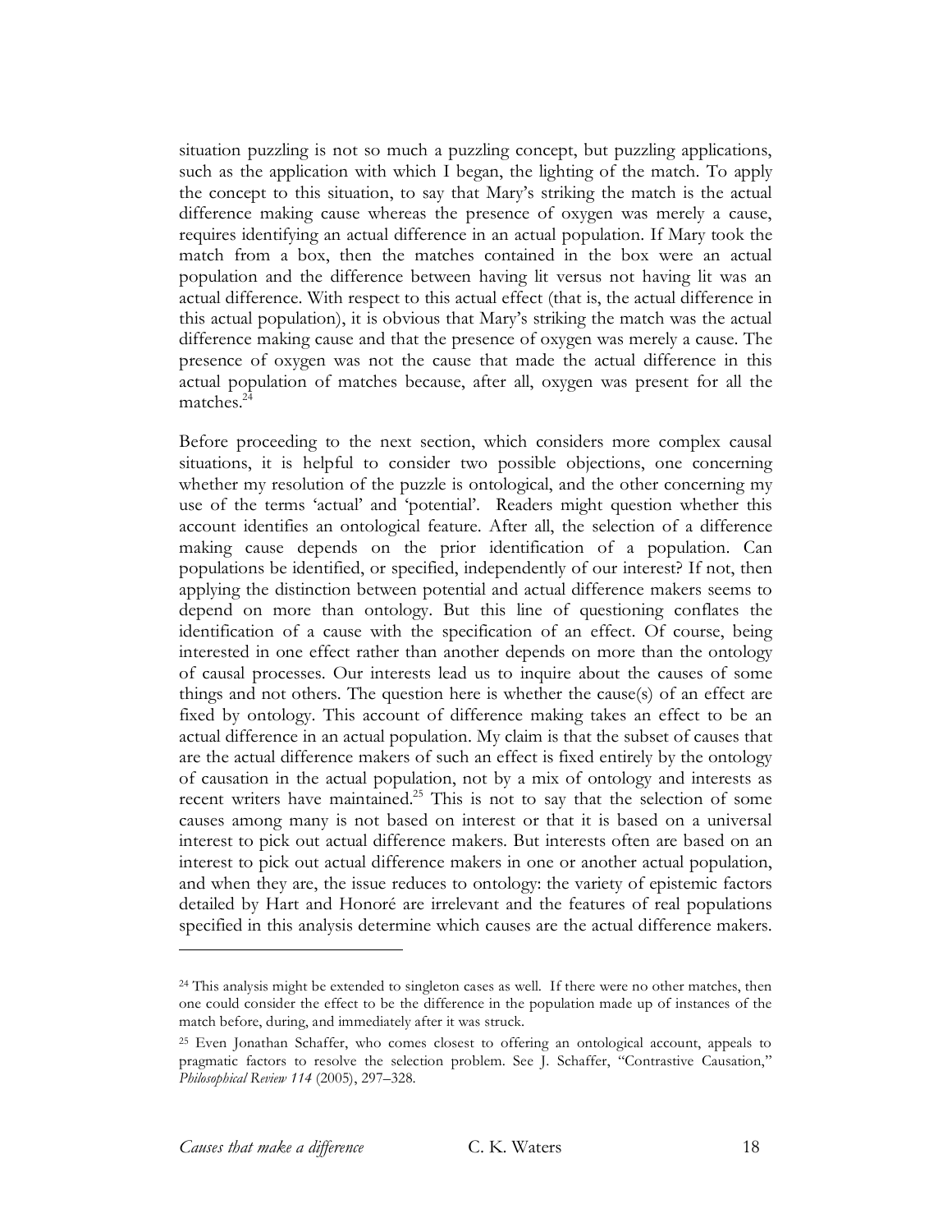situation puzzling is not so much a puzzling concept, but puzzling applications, such as the application with which I began, the lighting of the match. To apply the concept to this situation, to say that Mary's striking the match is the actual difference making cause whereas the presence of oxygen was merely a cause, requires identifying an actual difference in an actual population. If Mary took the match from a box, then the matches contained in the box were an actual population and the difference between having lit versus not having lit was an actual difference. With respect to this actual effect (that is, the actual difference in this actual population), it is obvious that Mary's striking the match was the actual difference making cause and that the presence of oxygen was merely a cause. The presence of oxygen was not the cause that made the actual difference in this actual population of matches because, after all, oxygen was present for all the matches.[24]

Before proceeding to the next section, which considers more complex causal situations, it is helpful to consider two possible objections, one concerning whether my resolution of the puzzle is ontological, and the other concerning my use of the terms 'actual' and 'potential'. Readers might question whether this account identifies an ontological feature. After all, the selection of a difference making cause depends on the prior identification of a population. Can populations be identified, or specified, independently of our interest? If not, then applying the distinction between potential and actual difference makers seems to depend on more than ontology. But this line of questioning conflates the identification of a cause with the specification of an effect. Of course, being interested in one effect rather than another depends on more than the ontology of causal processes. Our interests lead us to inquire about the causes of some things and not others. The question here is whether the cause(s) of an effect are fixed by ontology. This account of difference making takes an effect to be an actual difference in an actual population. My claim is that the subset of causes that are the actual difference makers of such an effect is fixed entirely by the ontology of causation in the actual population, not by a mix of ontology and interests as recent writers have maintained.[25] This is not to say that the selection of some causes among many is not based on interest or that it is based on a universal interest to pick out actual difference makers. But interests often are based on an interest to pick out actual difference makers in one or another actual population, and when they are, the issue reduces to ontology: the variety of epistemic factors detailed by Hart and Honoré are irrelevant and the features of real populations specified in this analysis determine which causes are the actual difference makers.

---

[24] This analysis might be extended to singleton cases as well. If there were no other matches, then one could consider the effect to be the difference in the population made up of instances of the match before, during, and immediately after it was struck.

[25] Even Jonathan Schaffer, who comes closest to offering an ontological account, appeals to pragmatic factors to resolve the selection problem. See J. Schaffer, "Contrastive Causation," *Philosophical Review 114* (2005), 297–328.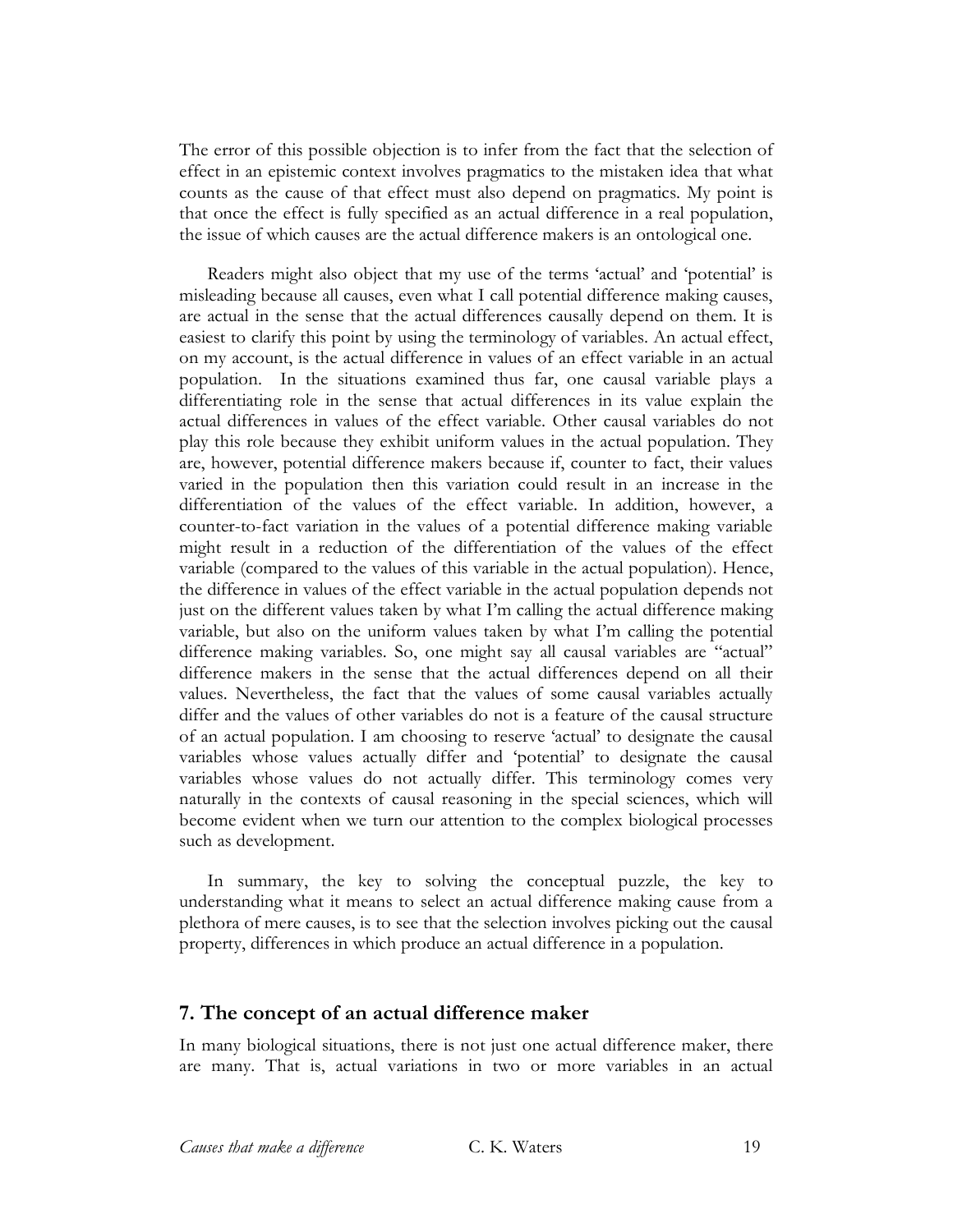The error of this possible objection is to infer from the fact that the selection of effect in an epistemic context involves pragmatics to the mistaken idea that what counts as the cause of that effect must also depend on pragmatics. My point is that once the effect is fully specified as an actual difference in a real population, the issue of which causes are the actual difference makers is an ontological one.

Readers might also object that my use of the terms 'actual' and 'potential' is misleading because all causes, even what I call potential difference making causes, are actual in the sense that the actual differences causally depend on them. It is easiest to clarify this point by using the terminology of variables. An actual effect, on my account, is the actual difference in values of an effect variable in an actual population. In the situations examined thus far, one causal variable plays a differentiating role in the sense that actual differences in its value explain the actual differences in values of the effect variable. Other causal variables do not play this role because they exhibit uniform values in the actual population. They are, however, potential difference makers because if, counter to fact, their values varied in the population then this variation could result in an increase in the differentiation of the values of the effect variable. In addition, however, a counter-to-fact variation in the values of a potential difference making variable might result in a reduction of the differentiation of the values of the effect variable (compared to the values of this variable in the actual population). Hence, the difference in values of the effect variable in the actual population depends not just on the different values taken by what I'm calling the actual difference making variable, but also on the uniform values taken by what I'm calling the potential difference making variables. So, one might say all causal variables are "actual" difference makers in the sense that the actual differences depend on all their values. Nevertheless, the fact that the values of some causal variables actually differ and the values of other variables do not is a feature of the causal structure of an actual population. I am choosing to reserve 'actual' to designate the causal variables whose values actually differ and 'potential' to designate the causal variables whose values do not actually differ. This terminology comes very naturally in the contexts of causal reasoning in the special sciences, which will become evident when we turn our attention to the complex biological processes such as development.

In summary, the key to solving the conceptual puzzle, the key to understanding what it means to select an actual difference making cause from a plethora of mere causes, is to see that the selection involves picking out the causal property, differences in which produce an actual difference in a population.

## 7. The concept of an actual difference maker

In many biological situations, there is not just one actual difference maker, there are many. That is, actual variations in two or more variables in an actual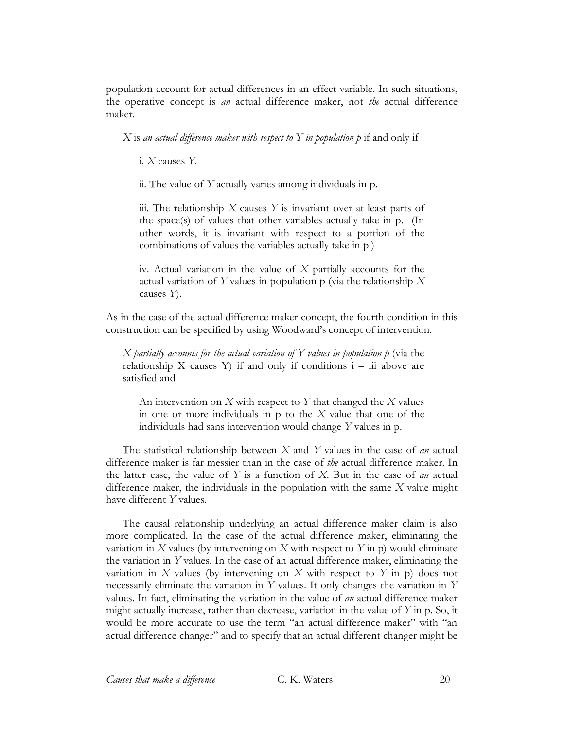population account for actual differences in an effect variable. In such situations, the operative concept is *an* actual difference maker, not *the* actual difference maker.

> $X$ is *an actual difference maker with respect to* $Y$ *in population p* if and only if
>
> i. $X$ causes $Y$.
>
> ii. The value of $Y$ actually varies among individuals in p.
>
> iii. The relationship $X$ causes $Y$ is invariant over at least parts of the space(s) of values that other variables actually take in p. (In other words, it is invariant with respect to a portion of the combinations of values the variables actually take in p.)
>
> iv. Actual variation in the value of $X$ partially accounts for the actual variation of $Y$ values in population p (via the relationship $X$ causes $Y$).

As in the case of the actual difference maker concept, the fourth condition in this construction can be specified by using Woodward's concept of intervention.

> $X$ *partially accounts for the actual variation of* $Y$ *values in population p* (via the relationship X causes Y) if and only if conditions i – iii above are satisfied and
>
> An intervention on $X$ with respect to $Y$ that changed the $X$ values in one or more individuals in p to the $X$ value that one of the individuals had sans intervention would change $Y$ values in p.

The statistical relationship between $X$ and $Y$ values in the case of *an* actual difference maker is far messier than in the case of *the* actual difference maker. In the latter case, the value of $Y$ is a function of $X$. But in the case of *an* actual difference maker, the individuals in the population with the same $X$ value might have different $Y$ values.

The causal relationship underlying an actual difference maker claim is also more complicated. In the case of the actual difference maker, eliminating the variation in $X$ values (by intervening on $X$ with respect to $Y$ in p) would eliminate the variation in $Y$ values. In the case of an actual difference maker, eliminating the variation in $X$ values (by intervening on $X$ with respect to $Y$ in p) does not necessarily eliminate the variation in $Y$ values. It only changes the variation in $Y$ values. In fact, eliminating the variation in the value of *an* actual difference maker might actually increase, rather than decrease, variation in the value of $Y$ in p. So, it would be more accurate to use the term "an actual difference maker" with "an actual difference changer" and to specify that an actual different changer might be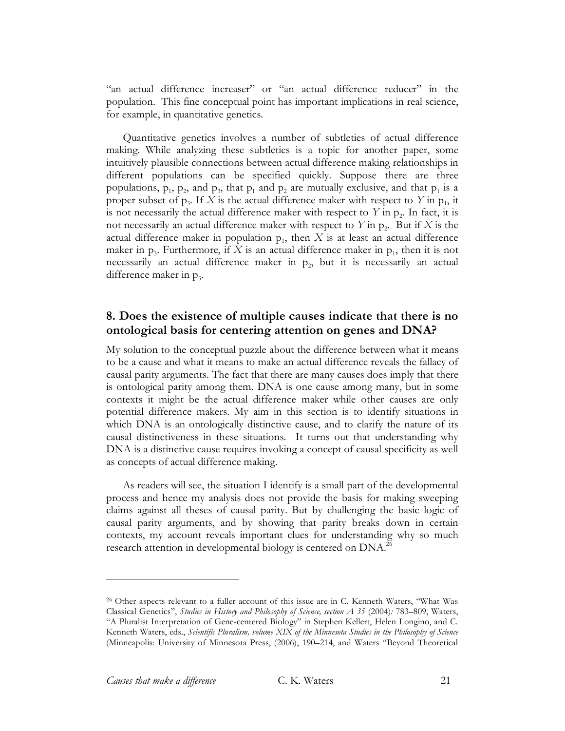"an actual difference increaser" or "an actual difference reducer" in the population. This fine conceptual point has important implications in real science, for example, in quantitative genetics.

Quantitative genetics involves a number of subtleties of actual difference making. While analyzing these subtleties is a topic for another paper, some intuitively plausible connections between actual difference making relationships in different populations can be specified quickly. Suppose there are three populations, $p_1$, $p_2$, and $p_3$, that $p_1$ and $p_2$ are mutually exclusive, and that $p_1$ is a proper subset of $p_3$. If $X$ is the actual difference maker with respect to $Y$ in $p_1$, it is not necessarily the actual difference maker with respect to $Y$ in $p_2$. In fact, it is not necessarily an actual difference maker with respect to $Y$ in $p_2$. But if $X$ is the actual difference maker in population $p_1$, then $X$ is at least an actual difference maker in $p_3$. Furthermore, if $X$ is an actual difference maker in $p_1$, then it is not necessarily an actual difference maker in $p_2$, but it is necessarily an actual difference maker in $p_3$.

## 8. Does the existence of multiple causes indicate that there is no ontological basis for centering attention on genes and DNA?

My solution to the conceptual puzzle about the difference between what it means to be a cause and what it means to make an actual difference reveals the fallacy of causal parity arguments. The fact that there are many causes does imply that there is ontological parity among them. DNA is one cause among many, but in some contexts it might be the actual difference maker while other causes are only potential difference makers. My aim in this section is to identify situations in which DNA is an ontologically distinctive cause, and to clarify the nature of its causal distinctiveness in these situations. It turns out that understanding why DNA is a distinctive cause requires invoking a concept of causal specificity as well as concepts of actual difference making.

As readers will see, the situation I identify is a small part of the developmental process and hence my analysis does not provide the basis for making sweeping claims against all theses of causal parity. But by challenging the basic logic of causal parity arguments, and by showing that parity breaks down in certain contexts, my account reveals important clues for understanding why so much research attention in developmental biology is centered on DNA.[26]

---

[26] Other aspects relevant to a fuller account of this issue are in C. Kenneth Waters, "What Was Classical Genetics", *Studies in History and Philosophy of Science, section A 35* (2004): 783–809, Waters, "A Pluralist Interpretation of Gene-centered Biology" in Stephen Kellert, Helen Longino, and C. Kenneth Waters, eds., *Scientific Pluralism, volume XIX of the Minnesota Studies in the Philosophy of Science* (Minneapolis: University of Minnesota Press, (2006), 190–214, and Waters "Beyond Theoretical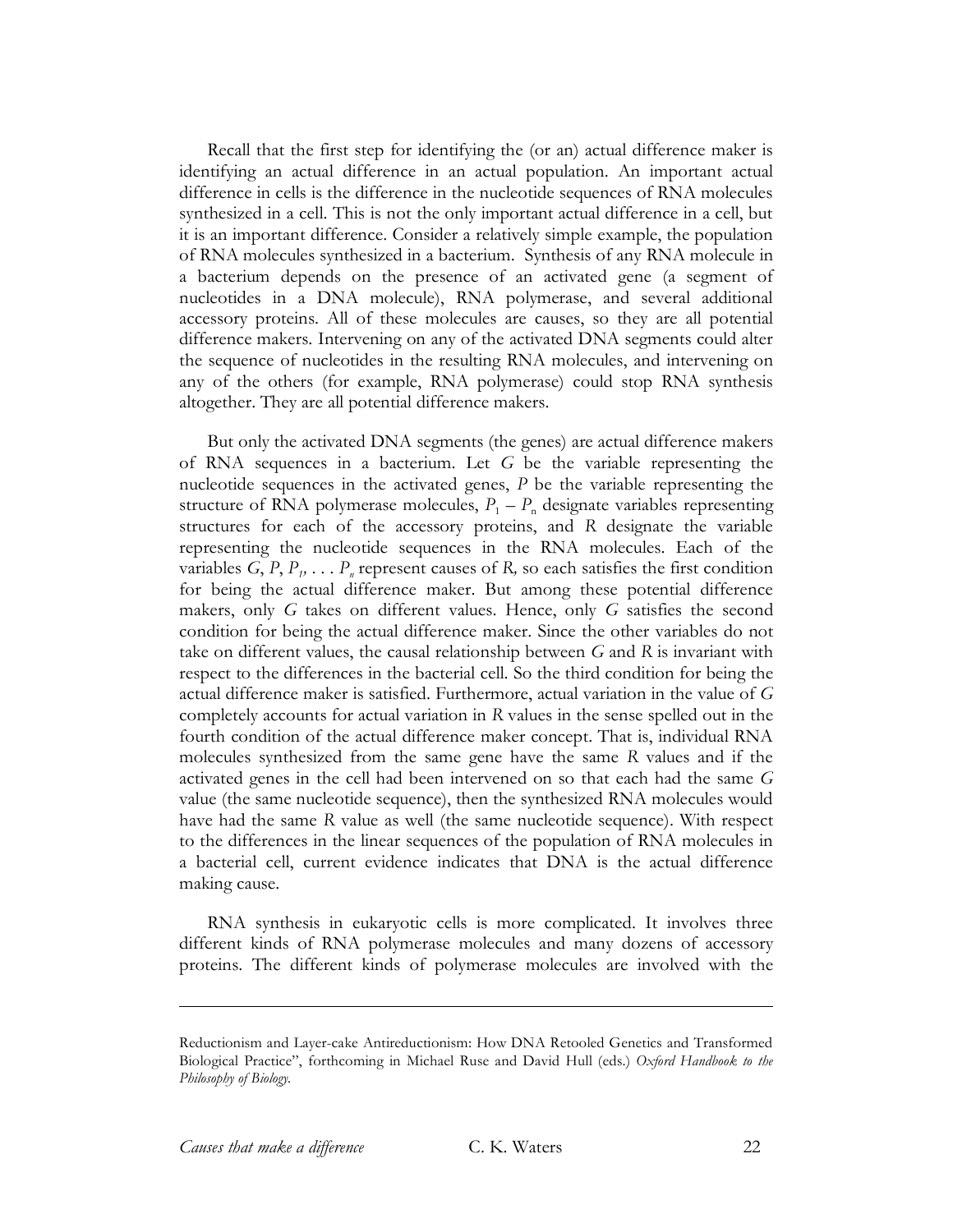Recall that the first step for identifying the (or an) actual difference maker is identifying an actual difference in an actual population. An important actual difference in cells is the difference in the nucleotide sequences of RNA molecules synthesized in a cell. This is not the only important actual difference in a cell, but it is an important difference. Consider a relatively simple example, the population of RNA molecules synthesized in a bacterium. Synthesis of any RNA molecule in a bacterium depends on the presence of an activated gene (a segment of nucleotides in a DNA molecule), RNA polymerase, and several additional accessory proteins. All of these molecules are causes, so they are all potential difference makers. Intervening on any of the activated DNA segments could alter the sequence of nucleotides in the resulting RNA molecules, and intervening on any of the others (for example, RNA polymerase) could stop RNA synthesis altogether. They are all potential difference makers.

But only the activated DNA segments (the genes) are actual difference makers of RNA sequences in a bacterium. Let $G$ be the variable representing the nucleotide sequences in the activated genes, $P$ be the variable representing the structure of RNA polymerase molecules, $P_1 - P_n$ designate variables representing structures for each of the accessory proteins, and $R$ designate the variable representing the nucleotide sequences in the RNA molecules. Each of the variables $G$, $P$, $P_1$, . . . $P_n$ represent causes of $R$, so each satisfies the first condition for being the actual difference maker. But among these potential difference makers, only $G$ takes on different values. Hence, only $G$ satisfies the second condition for being the actual difference maker. Since the other variables do not take on different values, the causal relationship between $G$ and $R$ is invariant with respect to the differences in the bacterial cell. So the third condition for being the actual difference maker is satisfied. Furthermore, actual variation in the value of $G$ completely accounts for actual variation in $R$ values in the sense spelled out in the fourth condition of the actual difference maker concept. That is, individual RNA molecules synthesized from the same gene have the same $R$ values and if the activated genes in the cell had been intervened on so that each had the same $G$ value (the same nucleotide sequence), then the synthesized RNA molecules would have had the same $R$ value as well (the same nucleotide sequence). With respect to the differences in the linear sequences of the population of RNA molecules in a bacterial cell, current evidence indicates that DNA is the actual difference making cause.

RNA synthesis in eukaryotic cells is more complicated. It involves three different kinds of RNA polymerase molecules and many dozens of accessory proteins. The different kinds of polymerase molecules are involved with the

---

Reductionism and Layer-cake Antireductionism: How DNA Retooled Genetics and Transformed Biological Practice", forthcoming in Michael Ruse and David Hull (eds.) *Oxford Handbook to the Philosophy of Biology*.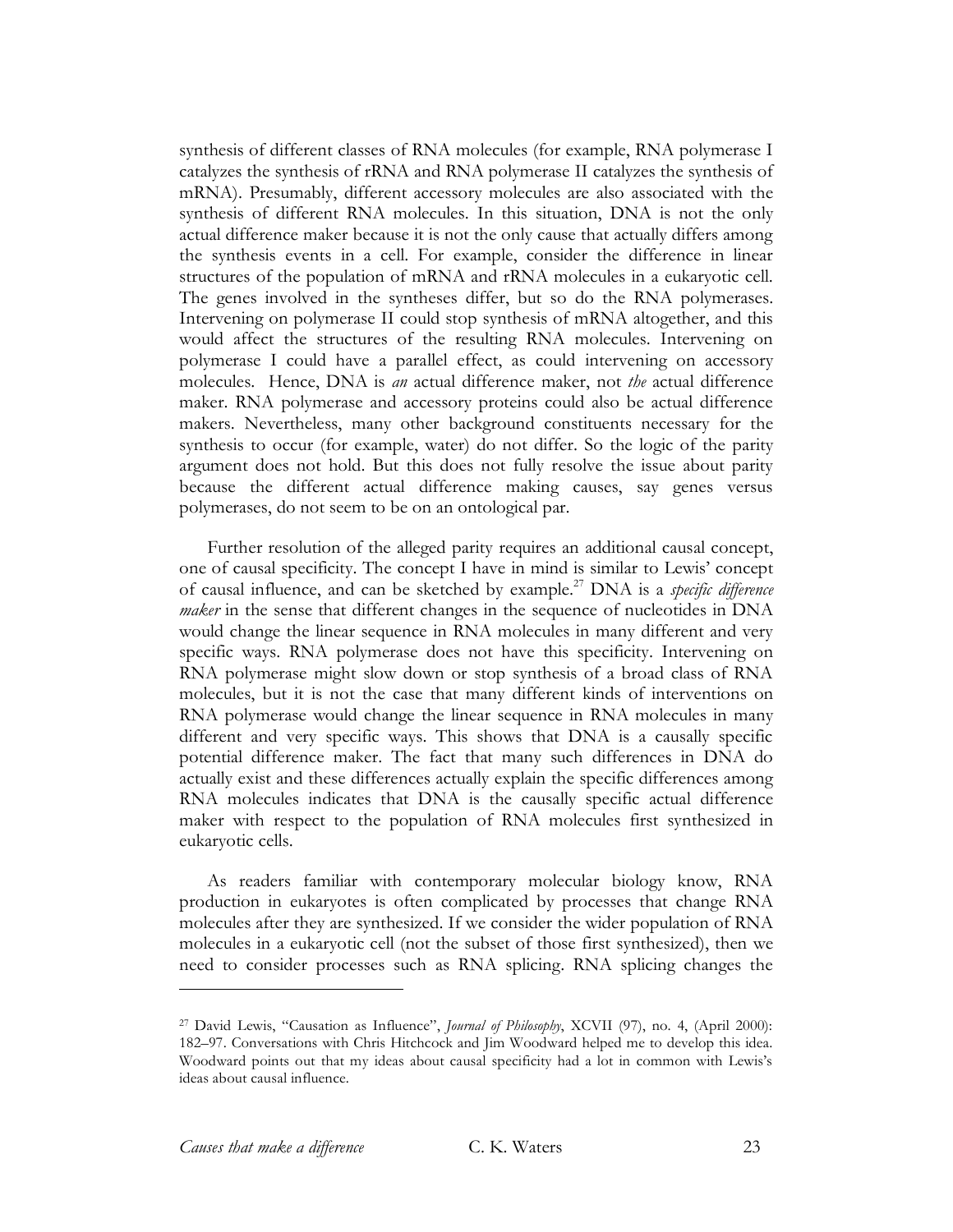synthesis of different classes of RNA molecules (for example, RNA polymerase I catalyzes the synthesis of rRNA and RNA polymerase II catalyzes the synthesis of mRNA). Presumably, different accessory molecules are also associated with the synthesis of different RNA molecules. In this situation, DNA is not the only actual difference maker because it is not the only cause that actually differs among the synthesis events in a cell. For example, consider the difference in linear structures of the population of mRNA and rRNA molecules in a eukaryotic cell. The genes involved in the syntheses differ, but so do the RNA polymerases. Intervening on polymerase II could stop synthesis of mRNA altogether, and this would affect the structures of the resulting RNA molecules. Intervening on polymerase I could have a parallel effect, as could intervening on accessory molecules. Hence, DNA is *an* actual difference maker, not *the* actual difference maker. RNA polymerase and accessory proteins could also be actual difference makers. Nevertheless, many other background constituents necessary for the synthesis to occur (for example, water) do not differ. So the logic of the parity argument does not hold. But this does not fully resolve the issue about parity because the different actual difference making causes, say genes versus polymerases, do not seem to be on an ontological par.

Further resolution of the alleged parity requires an additional causal concept, one of causal specificity. The concept I have in mind is similar to Lewis' concept of causal influence, and can be sketched by example.[27] DNA is a *specific difference maker* in the sense that different changes in the sequence of nucleotides in DNA would change the linear sequence in RNA molecules in many different and very specific ways. RNA polymerase does not have this specificity. Intervening on RNA polymerase might slow down or stop synthesis of a broad class of RNA molecules, but it is not the case that many different kinds of interventions on RNA polymerase would change the linear sequence in RNA molecules in many different and very specific ways. This shows that DNA is a causally specific potential difference maker. The fact that many such differences in DNA do actually exist and these differences actually explain the specific differences among RNA molecules indicates that DNA is the causally specific actual difference maker with respect to the population of RNA molecules first synthesized in eukaryotic cells.

As readers familiar with contemporary molecular biology know, RNA production in eukaryotes is often complicated by processes that change RNA molecules after they are synthesized. If we consider the wider population of RNA molecules in a eukaryotic cell (not the subset of those first synthesized), then we need to consider processes such as RNA splicing. RNA splicing changes the

---

[27] David Lewis, "Causation as Influence", *Journal of Philosophy*, XCVII (97), no. 4, (April 2000): 182–97. Conversations with Chris Hitchcock and Jim Woodward helped me to develop this idea. Woodward points out that my ideas about causal specificity had a lot in common with Lewis's ideas about causal influence.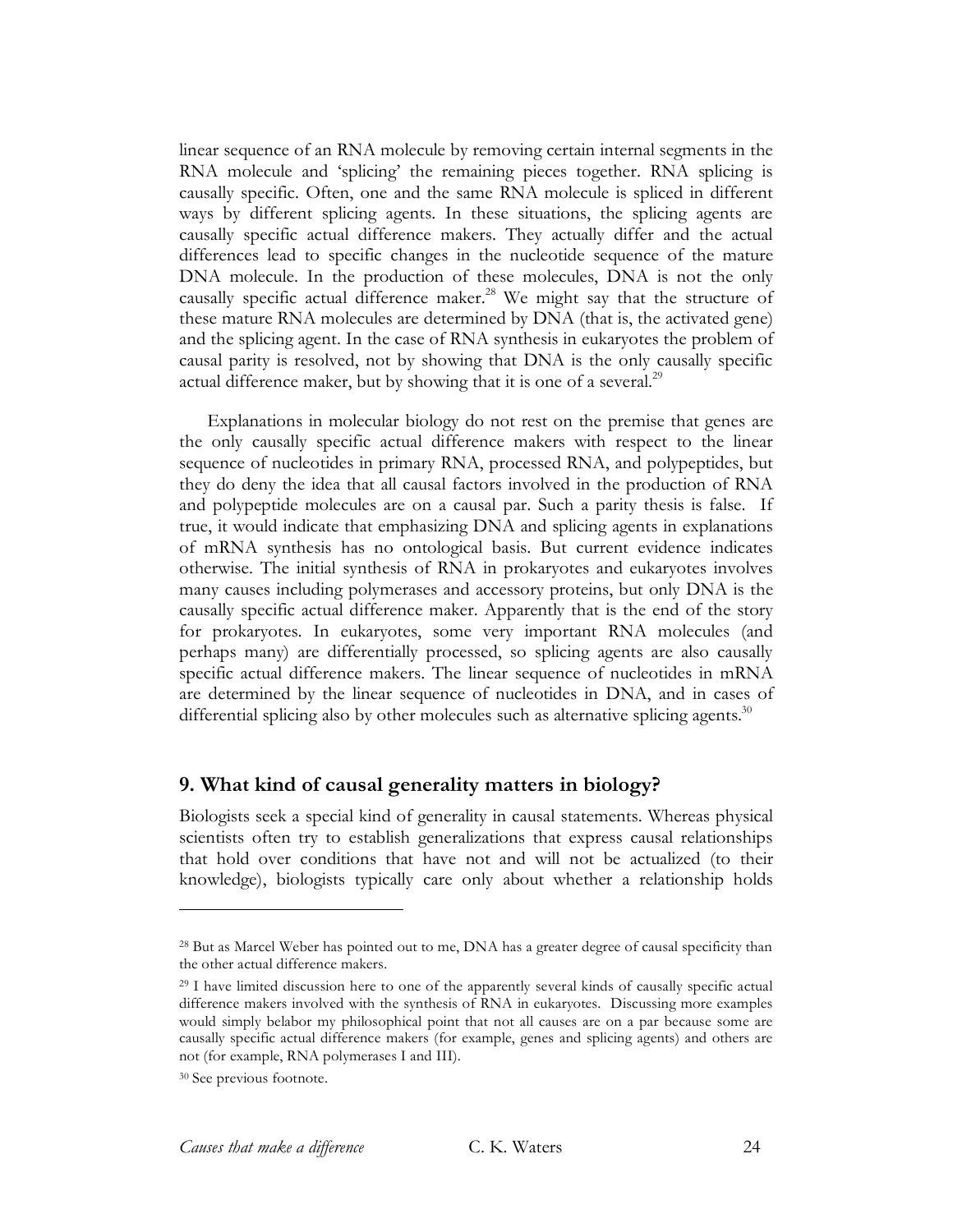linear sequence of an RNA molecule by removing certain internal segments in the RNA molecule and 'splicing' the remaining pieces together. RNA splicing is causally specific. Often, one and the same RNA molecule is spliced in different ways by different splicing agents. In these situations, the splicing agents are causally specific actual difference makers. They actually differ and the actual differences lead to specific changes in the nucleotide sequence of the mature DNA molecule. In the production of these molecules, DNA is not the only causally specific actual difference maker.[28] We might say that the structure of these mature RNA molecules are determined by DNA (that is, the activated gene) and the splicing agent. In the case of RNA synthesis in eukaryotes the problem of causal parity is resolved, not by showing that DNA is the only causally specific actual difference maker, but by showing that it is one of a several.[29]

Explanations in molecular biology do not rest on the premise that genes are the only causally specific actual difference makers with respect to the linear sequence of nucleotides in primary RNA, processed RNA, and polypeptides, but they do deny the idea that all causal factors involved in the production of RNA and polypeptide molecules are on a causal par. Such a parity thesis is false. If true, it would indicate that emphasizing DNA and splicing agents in explanations of mRNA synthesis has no ontological basis. But current evidence indicates otherwise. The initial synthesis of RNA in prokaryotes and eukaryotes involves many causes including polymerases and accessory proteins, but only DNA is the causally specific actual difference maker. Apparently that is the end of the story for prokaryotes. In eukaryotes, some very important RNA molecules (and perhaps many) are differentially processed, so splicing agents are also causally specific actual difference makers. The linear sequence of nucleotides in mRNA are determined by the linear sequence of nucleotides in DNA, and in cases of differential splicing also by other molecules such as alternative splicing agents.[30]

## 9. What kind of causal generality matters in biology?

Biologists seek a special kind of generality in causal statements. Whereas physical scientists often try to establish generalizations that express causal relationships that hold over conditions that have not and will not be actualized (to their knowledge), biologists typically care only about whether a relationship holds

---

[28] But as Marcel Weber has pointed out to me, DNA has a greater degree of causal specificity than the other actual difference makers.

[29] I have limited discussion here to one of the apparently several kinds of causally specific actual difference makers involved with the synthesis of RNA in eukaryotes. Discussing more examples would simply belabor my philosophical point that not all causes are on a par because some are causally specific actual difference makers (for example, genes and splicing agents) and others are not (for example, RNA polymerases I and III).

[30] See previous footnote.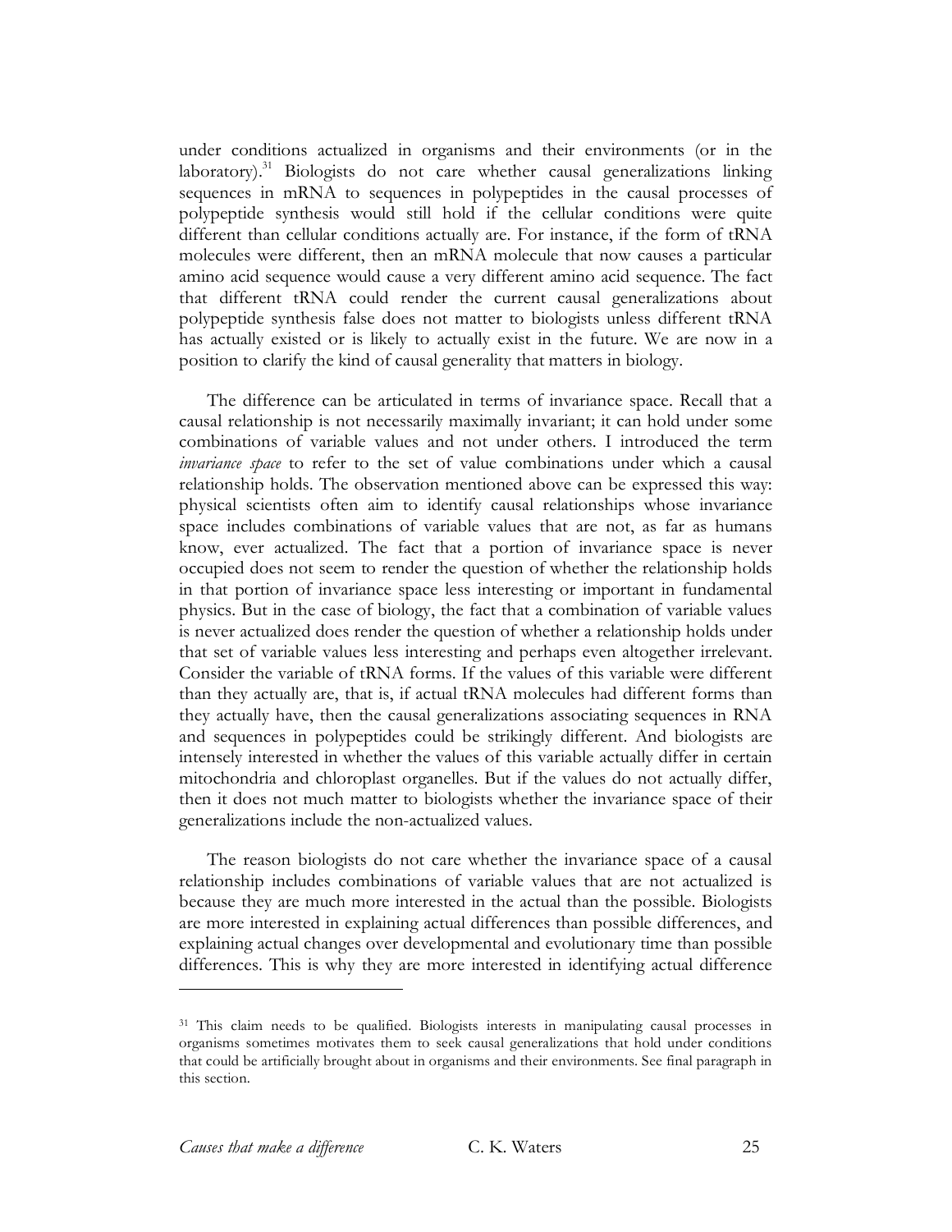under conditions actualized in organisms and their environments (or in the laboratory).[31] Biologists do not care whether causal generalizations linking sequences in mRNA to sequences in polypeptides in the causal processes of polypeptide synthesis would still hold if the cellular conditions were quite different than cellular conditions actually are. For instance, if the form of tRNA molecules were different, then an mRNA molecule that now causes a particular amino acid sequence would cause a very different amino acid sequence. The fact that different tRNA could render the current causal generalizations about polypeptide synthesis false does not matter to biologists unless different tRNA has actually existed or is likely to actually exist in the future. We are now in a position to clarify the kind of causal generality that matters in biology.

The difference can be articulated in terms of invariance space. Recall that a causal relationship is not necessarily maximally invariant; it can hold under some combinations of variable values and not under others. I introduced the term *invariance space* to refer to the set of value combinations under which a causal relationship holds. The observation mentioned above can be expressed this way: physical scientists often aim to identify causal relationships whose invariance space includes combinations of variable values that are not, as far as humans know, ever actualized. The fact that a portion of invariance space is never occupied does not seem to render the question of whether the relationship holds in that portion of invariance space less interesting or important in fundamental physics. But in the case of biology, the fact that a combination of variable values is never actualized does render the question of whether a relationship holds under that set of variable values less interesting and perhaps even altogether irrelevant. Consider the variable of tRNA forms. If the values of this variable were different than they actually are, that is, if actual tRNA molecules had different forms than they actually have, then the causal generalizations associating sequences in RNA and sequences in polypeptides could be strikingly different. And biologists are intensely interested in whether the values of this variable actually differ in certain mitochondria and chloroplast organelles. But if the values do not actually differ, then it does not much matter to biologists whether the invariance space of their generalizations include the non-actualized values.

The reason biologists do not care whether the invariance space of a causal relationship includes combinations of variable values that are not actualized is because they are much more interested in the actual than the possible. Biologists are more interested in explaining actual differences than possible differences, and explaining actual changes over developmental and evolutionary time than possible differences. This is why they are more interested in identifying actual difference

---

[31] This claim needs to be qualified. Biologists interests in manipulating causal processes in organisms sometimes motivates them to seek causal generalizations that hold under conditions that could be artificially brought about in organisms and their environments. See final paragraph in this section.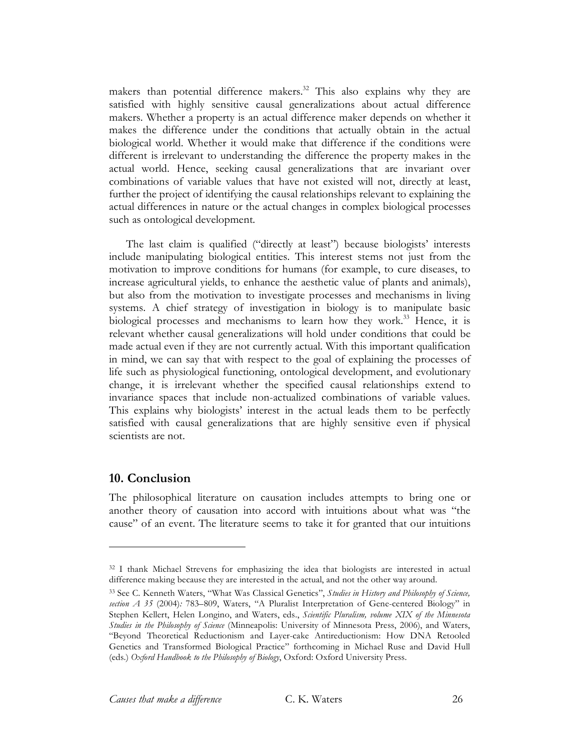makers than potential difference makers.[32] This also explains why they are satisfied with highly sensitive causal generalizations about actual difference makers. Whether a property is an actual difference maker depends on whether it makes the difference under the conditions that actually obtain in the actual biological world. Whether it would make that difference if the conditions were different is irrelevant to understanding the difference the property makes in the actual world. Hence, seeking causal generalizations that are invariant over combinations of variable values that have not existed will not, directly at least, further the project of identifying the causal relationships relevant to explaining the actual differences in nature or the actual changes in complex biological processes such as ontological development.

The last claim is qualified ("directly at least") because biologists' interests include manipulating biological entities. This interest stems not just from the motivation to improve conditions for humans (for example, to cure diseases, to increase agricultural yields, to enhance the aesthetic value of plants and animals), but also from the motivation to investigate processes and mechanisms in living systems. A chief strategy of investigation in biology is to manipulate basic biological processes and mechanisms to learn how they work.[33] Hence, it is relevant whether causal generalizations will hold under conditions that could be made actual even if they are not currently actual. With this important qualification in mind, we can say that with respect to the goal of explaining the processes of life such as physiological functioning, ontological development, and evolutionary change, it is irrelevant whether the specified causal relationships extend to invariance spaces that include non-actualized combinations of variable values. This explains why biologists' interest in the actual leads them to be perfectly satisfied with causal generalizations that are highly sensitive even if physical scientists are not.

## 10. Conclusion

The philosophical literature on causation includes attempts to bring one or another theory of causation into accord with intuitions about what was "the cause" of an event. The literature seems to take it for granted that our intuitions

---

[32] I thank Michael Strevens for emphasizing the idea that biologists are interested in actual difference making because they are interested in the actual, and not the other way around.

[33] See C. Kenneth Waters, "What Was Classical Genetics", *Studies in History and Philosophy of Science, section A 35* (2004): 783–809, Waters, "A Pluralist Interpretation of Gene-centered Biology" in Stephen Kellert, Helen Longino, and Waters, eds., *Scientific Pluralism, volume XIX of the Minnesota Studies in the Philosophy of Science* (Minneapolis: University of Minnesota Press, 2006), and Waters, "Beyond Theoretical Reductionism and Layer-cake Antireductionism: How DNA Retooled Genetics and Transformed Biological Practice" forthcoming in Michael Ruse and David Hull (eds.) *Oxford Handbook to the Philosophy of Biology*, Oxford: Oxford University Press.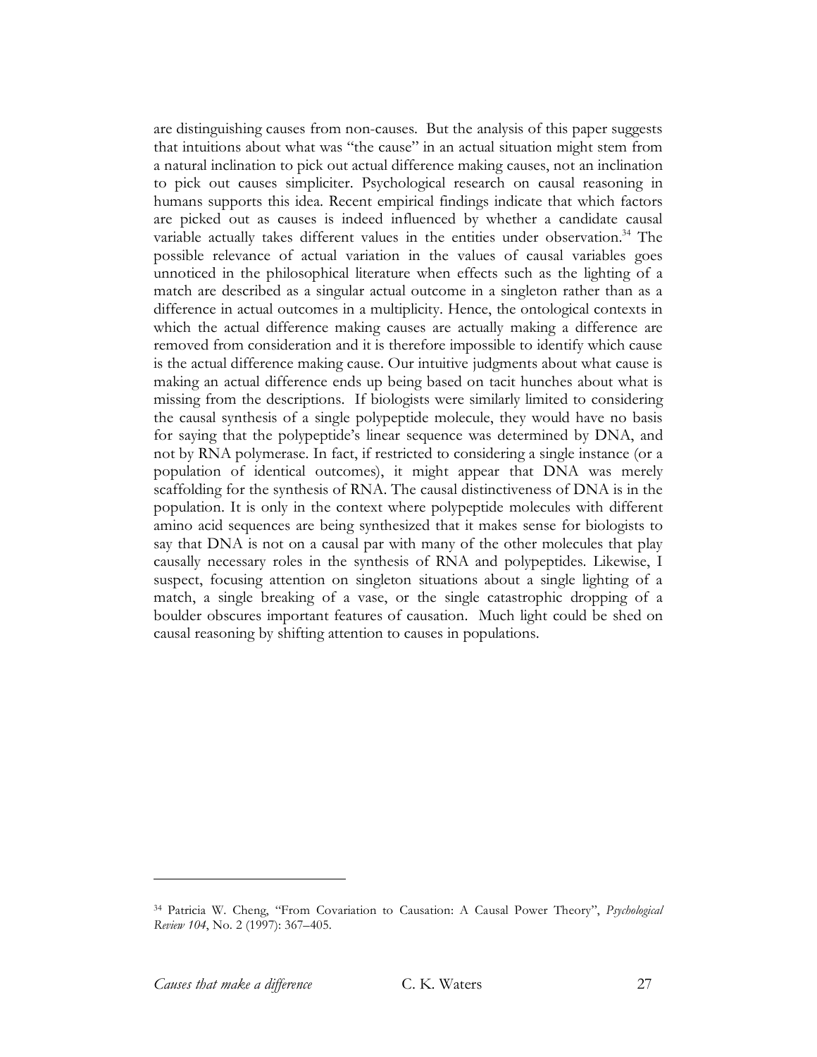are distinguishing causes from non-causes. But the analysis of this paper suggests that intuitions about what was "the cause" in an actual situation might stem from a natural inclination to pick out actual difference making causes, not an inclination to pick out causes simpliciter. Psychological research on causal reasoning in humans supports this idea. Recent empirical findings indicate that which factors are picked out as causes is indeed influenced by whether a candidate causal variable actually takes different values in the entities under observation.[34] The possible relevance of actual variation in the values of causal variables goes unnoticed in the philosophical literature when effects such as the lighting of a match are described as a singular actual outcome in a singleton rather than as a difference in actual outcomes in a multiplicity. Hence, the ontological contexts in which the actual difference making causes are actually making a difference are removed from consideration and it is therefore impossible to identify which cause is the actual difference making cause. Our intuitive judgments about what cause is making an actual difference ends up being based on tacit hunches about what is missing from the descriptions. If biologists were similarly limited to considering the causal synthesis of a single polypeptide molecule, they would have no basis for saying that the polypeptide's linear sequence was determined by DNA, and not by RNA polymerase. In fact, if restricted to considering a single instance (or a population of identical outcomes), it might appear that DNA was merely scaffolding for the synthesis of RNA. The causal distinctiveness of DNA is in the population. It is only in the context where polypeptide molecules with different amino acid sequences are being synthesized that it makes sense for biologists to say that DNA is not on a causal par with many of the other molecules that play causally necessary roles in the synthesis of RNA and polypeptides. Likewise, I suspect, focusing attention on singleton situations about a single lighting of a match, a single breaking of a vase, or the single catastrophic dropping of a boulder obscures important features of causation. Much light could be shed on causal reasoning by shifting attention to causes in populations.

---

[34] Patricia W. Cheng, "From Covariation to Causation: A Causal Power Theory", *Psychological Review 104*, No. 2 (1997): 367–405.